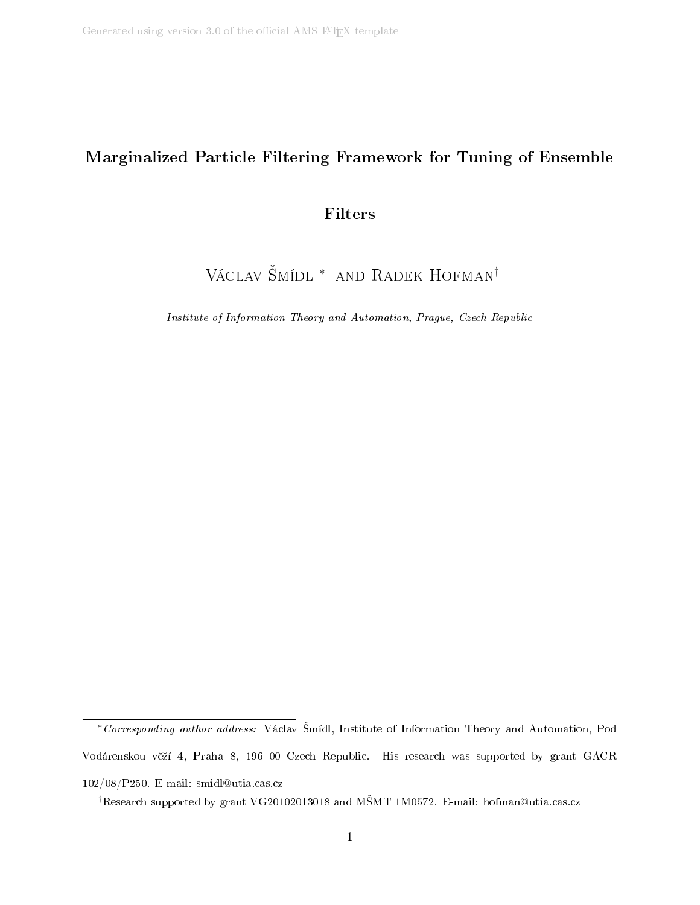# Marginalized Particle Filtering Framework for Tuning of Ensemble Filters

Václav Šmídl * and Radek Hofman†

*Institute of Information Theory and Automation, Prague, Czech Republic*

---

\* *Corresponding author address:* Václav Šmídl, Institute of Information Theory and Automation, Pod Vodárenskou věží 4, Praha 8, 196 00 Czech Republic. His research was supported by grant GACR 102/08/P250. E-mail: smidl@utia.cas.cz

† Research supported by grant VG20102013018 and MŠMT 1M0572. E-mail: hofman@utia.cas.cz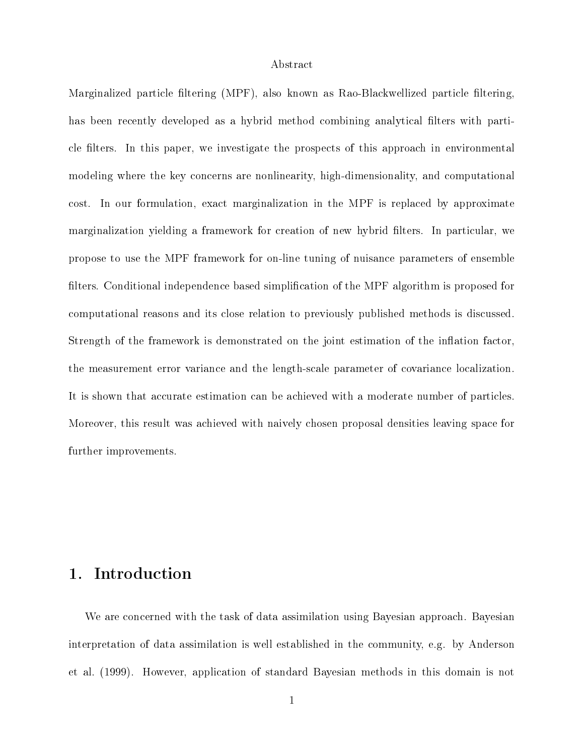Abstract

Marginalized particle filtering (MPF), also known as Rao-Blackwellized particle filtering, has been recently developed as a hybrid method combining analytical filters with particle filters. In this paper, we investigate the prospects of this approach in environmental modeling where the key concerns are nonlinearity, high-dimensionality, and computational cost. In our formulation, exact marginalization in the MPF is replaced by approximate marginalization yielding a framework for creation of new hybrid filters. In particular, we propose to use the MPF framework for on-line tuning of nuisance parameters of ensemble filters. Conditional independence based simplification of the MPF algorithm is proposed for computational reasons and its close relation to previously published methods is discussed. Strength of the framework is demonstrated on the joint estimation of the inflation factor, the measurement error variance and the length-scale parameter of covariance localization. It is shown that accurate estimation can be achieved with a moderate number of particles. Moreover, this result was achieved with naively chosen proposal densities leaving space for further improvements.

# 1. Introduction

We are concerned with the task of data assimilation using Bayesian approach. Bayesian interpretation of data assimilation is well established in the community, e.g. by Anderson et al. (1999). However, application of standard Bayesian methods in this domain is not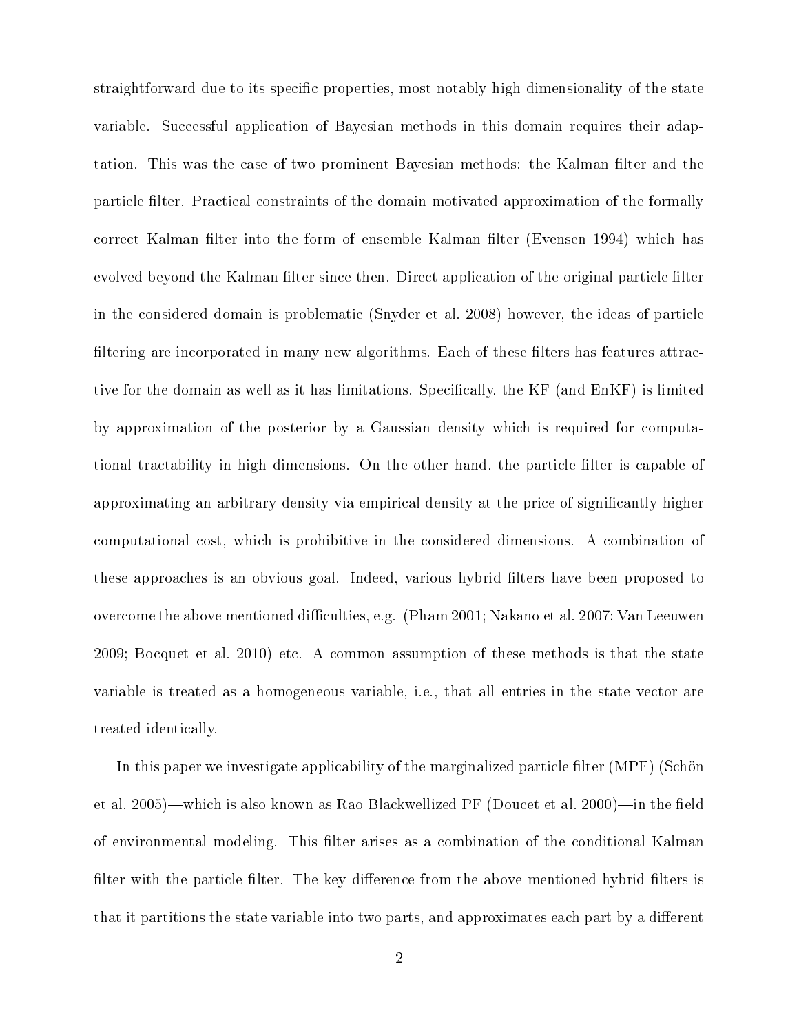straightforward due to its specific properties, most notably high-dimensionality of the state variable. Successful application of Bayesian methods in this domain requires their adaptation. This was the case of two prominent Bayesian methods: the Kalman filter and the particle filter. Practical constraints of the domain motivated approximation of the formally correct Kalman filter into the form of ensemble Kalman filter (Evensen 1994) which has evolved beyond the Kalman filter since then. Direct application of the original particle filter in the considered domain is problematic (Snyder et al. 2008) however, the ideas of particle filtering are incorporated in many new algorithms. Each of these filters has features attractive for the domain as well as it has limitations. Specifically, the KF (and EnKF) is limited by approximation of the posterior by a Gaussian density which is required for computational tractability in high dimensions. On the other hand, the particle filter is capable of approximating an arbitrary density via empirical density at the price of significantly higher computational cost, which is prohibitive in the considered dimensions. A combination of these approaches is an obvious goal. Indeed, various hybrid filters have been proposed to overcome the above mentioned difficulties, e.g. (Pham 2001; Nakano et al. 2007; Van Leeuwen 2009; Bocquet et al. 2010) etc. A common assumption of these methods is that the state variable is treated as a homogeneous variable, i.e., that all entries in the state vector are treated identically.

In this paper we investigate applicability of the marginalized particle filter (MPF) (Schön et al. 2005)—which is also known as Rao-Blackwellized PF (Doucet et al. 2000)—in the field of environmental modeling. This filter arises as a combination of the conditional Kalman filter with the particle filter. The key difference from the above mentioned hybrid filters is that it partitions the state variable into two parts, and approximates each part by a different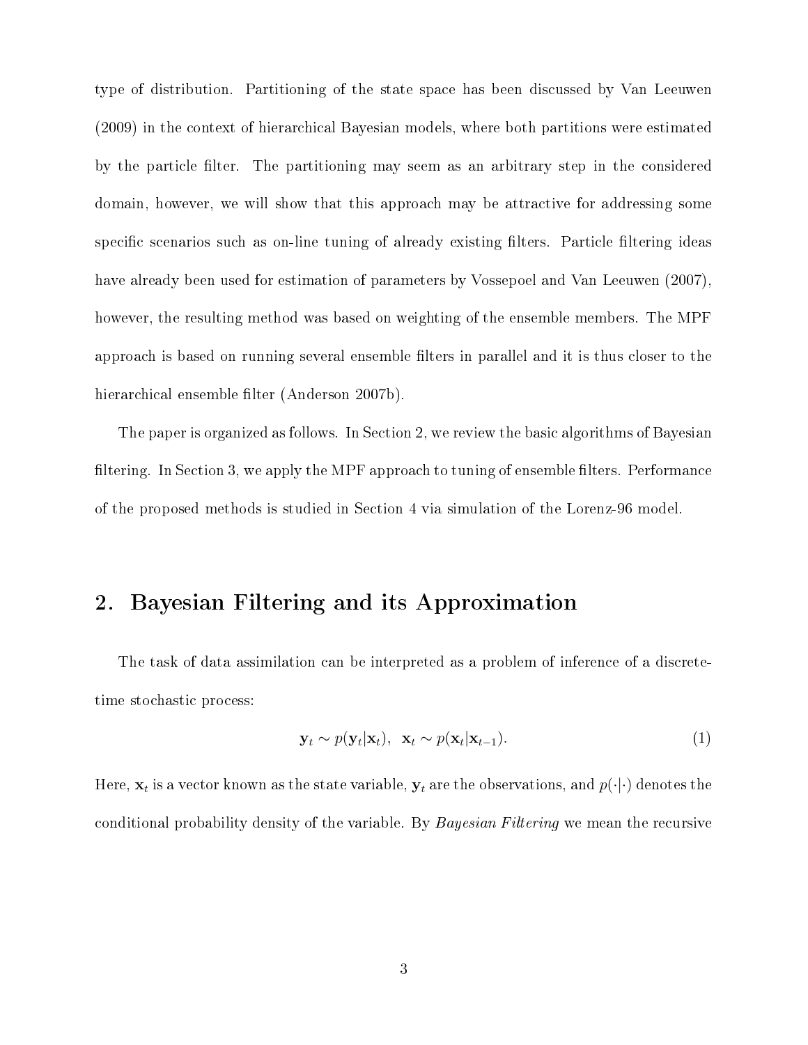type of distribution. Partitioning of the state space has been discussed by Van Leeuwen (2009) in the context of hierarchical Bayesian models, where both partitions were estimated by the particle filter. The partitioning may seem as an arbitrary step in the considered domain, however, we will show that this approach may be attractive for addressing some specific scenarios such as on-line tuning of already existing filters. Particle filtering ideas have already been used for estimation of parameters by Vossepoel and Van Leeuwen (2007), however, the resulting method was based on weighting of the ensemble members. The MPF approach is based on running several ensemble filters in parallel and it is thus closer to the hierarchical ensemble filter (Anderson 2007b).

The paper is organized as follows. In Section 2, we review the basic algorithms of Bayesian filtering. In Section 3, we apply the MPF approach to tuning of ensemble filters. Performance of the proposed methods is studied in Section 4 via simulation of the Lorenz-96 model.

## 2. Bayesian Filtering and its Approximation

The task of data assimilation can be interpreted as a problem of inference of a discrete-time stochastic process:

$$\mathbf{y}_t \sim p(\mathbf{y}_t|\mathbf{x}_t), \;\; \mathbf{x}_t \sim p(\mathbf{x}_t|\mathbf{x}_{t-1}). \tag{1}$$

Here, $\mathbf{x}_t$ is a vector known as the state variable, $\mathbf{y}_t$ are the observations, and $p(\cdot|\cdot)$ denotes the conditional probability density of the variable. By *Bayesian Filtering* we mean the recursive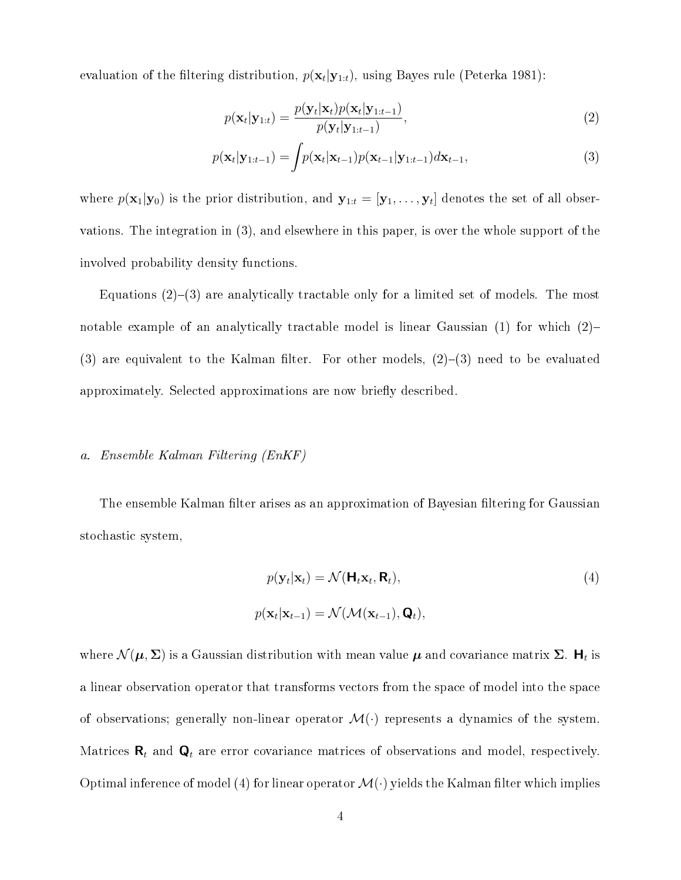evaluation of the filtering distribution, $p(\mathbf{x}_t|\mathbf{y}_{1:t})$, using Bayes rule (Peterka 1981):

$$p(\mathbf{x}_t|\mathbf{y}_{1:t}) = \frac{p(\mathbf{y}_t|\mathbf{x}_t)p(\mathbf{x}_t|\mathbf{y}_{1:t-1})}{p(\mathbf{y}_t|\mathbf{y}_{1:t-1})}, \tag{2}$$

$$p(\mathbf{x}_t|\mathbf{y}_{1:t-1}) = \int p(\mathbf{x}_t|\mathbf{x}_{t-1})p(\mathbf{x}_{t-1}|\mathbf{y}_{1:t-1})d\mathbf{x}_{t-1}, \tag{3}$$

where $p(\mathbf{x}_1|\mathbf{y}_0)$ is the prior distribution, and $\mathbf{y}_{1:t} = [\mathbf{y}_1, \ldots, \mathbf{y}_t]$ denotes the set of all observations. The integration in (3), and elsewhere in this paper, is over the whole support of the involved probability density functions.

Equations (2)–(3) are analytically tractable only for a limited set of models. The most notable example of an analytically tractable model is linear Gaussian (1) for which (2)–(3) are equivalent to the Kalman filter. For other models, (2)–(3) need to be evaluated approximately. Selected approximations are now briefly described.

### *a. Ensemble Kalman Filtering (EnKF)*

The ensemble Kalman filter arises as an approximation of Bayesian filtering for Gaussian stochastic system,

$$\begin{aligned} p(\mathbf{y}_t|\mathbf{x}_t) &= \mathcal{N}(\mathsf{H}_t\mathbf{x}_t, \mathsf{R}_t), \\ p(\mathbf{x}_t|\mathbf{x}_{t-1}) &= \mathcal{N}(\mathcal{M}(\mathbf{x}_{t-1}), \mathsf{Q}_t), \end{aligned} \tag{4}$$

where $\mathcal{N}(\boldsymbol{\mu}, \boldsymbol{\Sigma})$ is a Gaussian distribution with mean value $\boldsymbol{\mu}$ and covariance matrix $\boldsymbol{\Sigma}$. $\mathsf{H}_t$ is a linear observation operator that transforms vectors from the space of model into the space of observations; generally non-linear operator $\mathcal{M}(\cdot)$ represents a dynamics of the system. Matrices $\mathsf{R}_t$ and $\mathsf{Q}_t$ are error covariance matrices of observations and model, respectively. Optimal inference of model (4) for linear operator $\mathcal{M}(\cdot)$ yields the Kalman filter which implies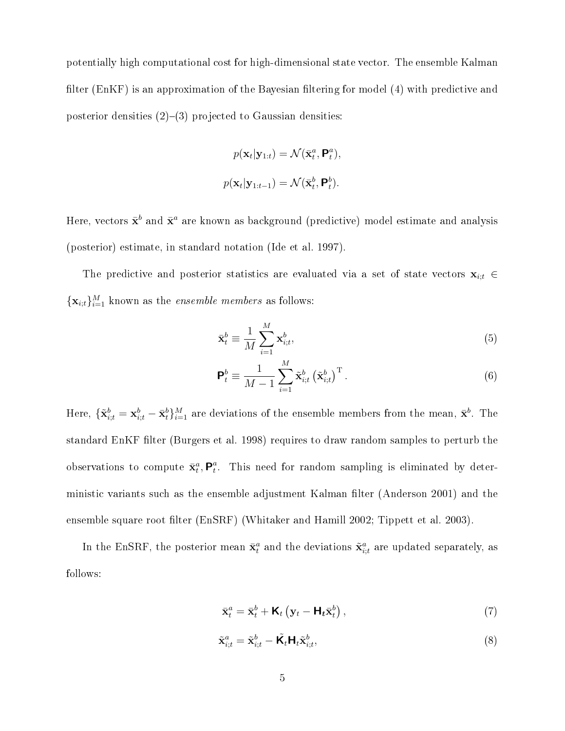potentially high computational cost for high-dimensional state vector. The ensemble Kalman filter (EnKF) is an approximation of the Bayesian filtering for model (4) with predictive and posterior densities (2)–(3) projected to Gaussian densities:

$$p(\mathbf{x}_t|\mathbf{y}_{1:t}) = \mathcal{N}(\bar{\mathbf{x}}_t^a, \mathbf{P}_t^a),$$

$$p(\mathbf{x}_t|\mathbf{y}_{1:t-1}) = \mathcal{N}(\bar{\mathbf{x}}_t^b, \mathbf{P}_t^b).$$

Here, vectors $\bar{\mathbf{x}}^b$ and $\bar{\mathbf{x}}^a$ are known as background (predictive) model estimate and analysis (posterior) estimate, in standard notation (Ide et al. 1997).

The predictive and posterior statistics are evaluated via a set of state vectors $\mathbf{x}_{i;t} \in \{\mathbf{x}_{i;t}\}_{i=1}^M$ known as the *ensemble members* as follows:

$$\bar{\mathbf{x}}_t^b \equiv \frac{1}{M}\sum_{i=1}^{M} \mathbf{x}_{i;t}^b, \tag{5}$$

$$\mathbf{P}_t^b \equiv \frac{1}{M-1}\sum_{i=1}^{M} \tilde{\mathbf{x}}_{i;t}^b \left(\tilde{\mathbf{x}}_{i;t}^b\right)^{\mathrm{T}}. \tag{6}$$

Here, $\{\tilde{\mathbf{x}}_{i;t}^b = \mathbf{x}_{i;t}^b - \bar{\mathbf{x}}_t^b\}_{i=1}^M$ are deviations of the ensemble members from the mean, $\bar{\mathbf{x}}^b$. The standard EnKF filter (Burgers et al. 1998) requires to draw random samples to perturb the observations to compute $\bar{\mathbf{x}}_t^a, \mathbf{P}_t^a$. This need for random sampling is eliminated by deterministic variants such as the ensemble adjustment Kalman filter (Anderson 2001) and the ensemble square root filter (EnSRF) (Whitaker and Hamill 2002; Tippett et al. 2003).

In the EnSRF, the posterior mean $\bar{\mathbf{x}}_t^a$ and the deviations $\tilde{\mathbf{x}}_{i;t}^a$ are updated separately, as follows:

$$\bar{\mathbf{x}}_t^a = \bar{\mathbf{x}}_t^b + \mathbf{K}_t\left(\mathbf{y}_t - \mathbf{H}_t\bar{\mathbf{x}}_t^b\right), \tag{7}$$

$$\tilde{\mathbf{x}}_{i;t}^a = \tilde{\mathbf{x}}_{i;t}^b - \tilde{\mathbf{K}}_t\mathbf{H}_t\tilde{\mathbf{x}}_{i;t}^b, \tag{8}$$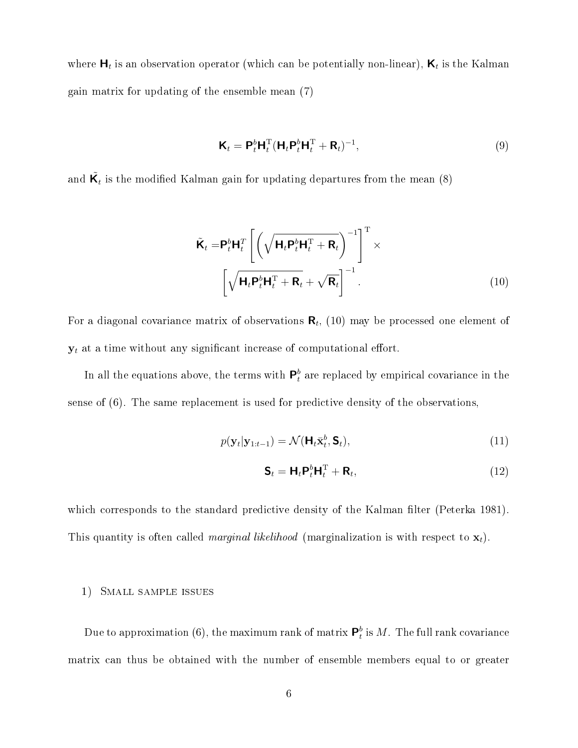where $\mathbf{H}_t$ is an observation operator (which can be potentially non-linear), $\mathbf{K}_t$ is the Kalman gain matrix for updating of the ensemble mean (7)

$$\mathbf{K}_t = \mathbf{P}_t^b \mathbf{H}_t^{\mathrm{T}} (\mathbf{H}_t \mathbf{P}_t^b \mathbf{H}_t^{\mathrm{T}} + \mathbf{R}_t)^{-1}, \tag{9}$$

and $\tilde{\mathbf{K}}_t$ is the modified Kalman gain for updating departures from the mean (8)

$$\begin{aligned}\tilde{\mathbf{K}}_t =& \mathbf{P}_t^b \mathbf{H}_t^T \left[ \left( \sqrt{\mathbf{H}_t \mathbf{P}_t^b \mathbf{H}_t^{\mathrm{T}} + \mathbf{R}_t} \right)^{-1} \right]^{\mathrm{T}} \times \\ & \left[ \sqrt{\mathbf{H}_t \mathbf{P}_t^b \mathbf{H}_t^{\mathrm{T}} + \mathbf{R}_t} + \sqrt{\mathbf{R}_t} \right]^{-1}. \end{aligned} \tag{10}$$

For a diagonal covariance matrix of observations $\mathbf{R}_t$, (10) may be processed one element of $\mathbf{y}_t$ at a time without any significant increase of computational effort.

In all the equations above, the terms with $\mathbf{P}_t^b$ are replaced by empirical covariance in the sense of (6). The same replacement is used for predictive density of the observations,

$$p(\mathbf{y}_t | \mathbf{y}_{1:t-1}) = \mathcal{N}(\mathbf{H}_t \bar{\mathbf{x}}_t^b, \mathbf{S}_t), \tag{11}$$

$$\mathbf{S}_t = \mathbf{H}_t \mathbf{P}_t^b \mathbf{H}_t^{\mathrm{T}} + \mathbf{R}_t, \tag{12}$$

which corresponds to the standard predictive density of the Kalman filter (Peterka 1981). This quantity is often called *marginal likelihood* (marginalization is with respect to $\mathbf{x}_t$).

#### 1) Small sample issues

Due to approximation (6), the maximum rank of matrix $\mathbf{P}_t^b$ is $M$. The full rank covariance matrix can thus be obtained with the number of ensemble members equal to or greater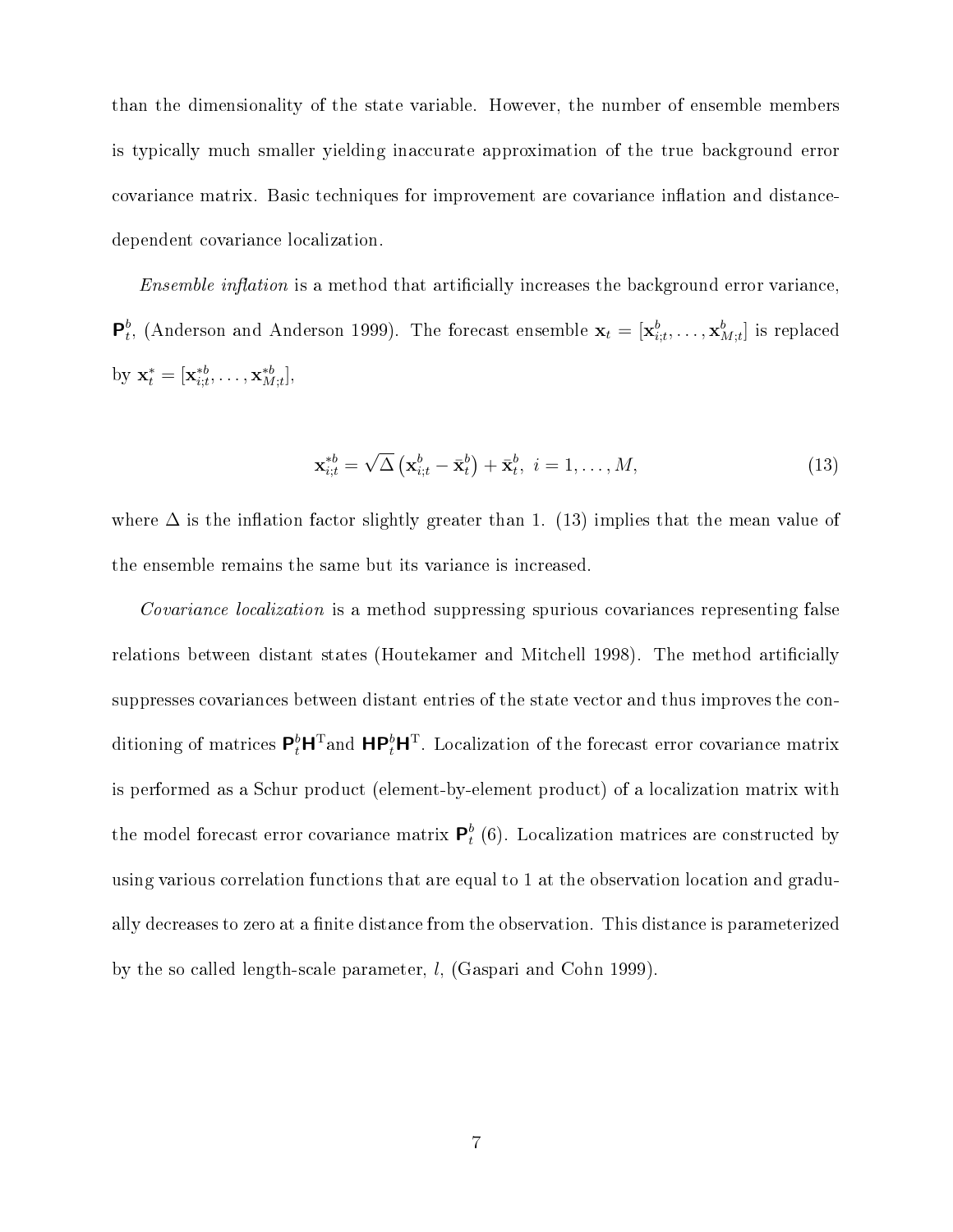than the dimensionality of the state variable. However, the number of ensemble members is typically much smaller yielding inaccurate approximation of the true background error covariance matrix. Basic techniques for improvement are covariance inflation and distance-dependent covariance localization.

*Ensemble inflation* is a method that artificially increases the background error variance, $\mathbf{P}_t^b$, (Anderson and Anderson 1999). The forecast ensemble $\mathbf{x}_t = [\mathbf{x}_{i;t}^b, \ldots, \mathbf{x}_{M;t}^b]$ is replaced by $\mathbf{x}_t^* = [\mathbf{x}_{i;t}^{*b}, \ldots, \mathbf{x}_{M;t}^{*b}]$,

$$\mathbf{x}_{i;t}^{*b} = \sqrt{\Delta}\left(\mathbf{x}_{i;t}^b - \bar{\mathbf{x}}_t^b\right) + \bar{\mathbf{x}}_t^b, \; i = 1, \ldots, M, \tag{13}$$

where $\Delta$ is the inflation factor slightly greater than 1. (13) implies that the mean value of the ensemble remains the same but its variance is increased.

*Covariance localization* is a method suppressing spurious covariances representing false relations between distant states (Houtekamer and Mitchell 1998). The method artificially suppresses covariances between distant entries of the state vector and thus improves the conditioning of matrices $\mathbf{P}_t^b\mathbf{H}^{\mathrm{T}}$and $\mathbf{H}\mathbf{P}_t^b\mathbf{H}^{\mathrm{T}}$. Localization of the forecast error covariance matrix is performed as a Schur product (element-by-element product) of a localization matrix with the model forecast error covariance matrix $\mathbf{P}_t^b$ (6). Localization matrices are constructed by using various correlation functions that are equal to 1 at the observation location and gradually decreases to zero at a finite distance from the observation. This distance is parameterized by the so called length-scale parameter, $l$, (Gaspari and Cohn 1999).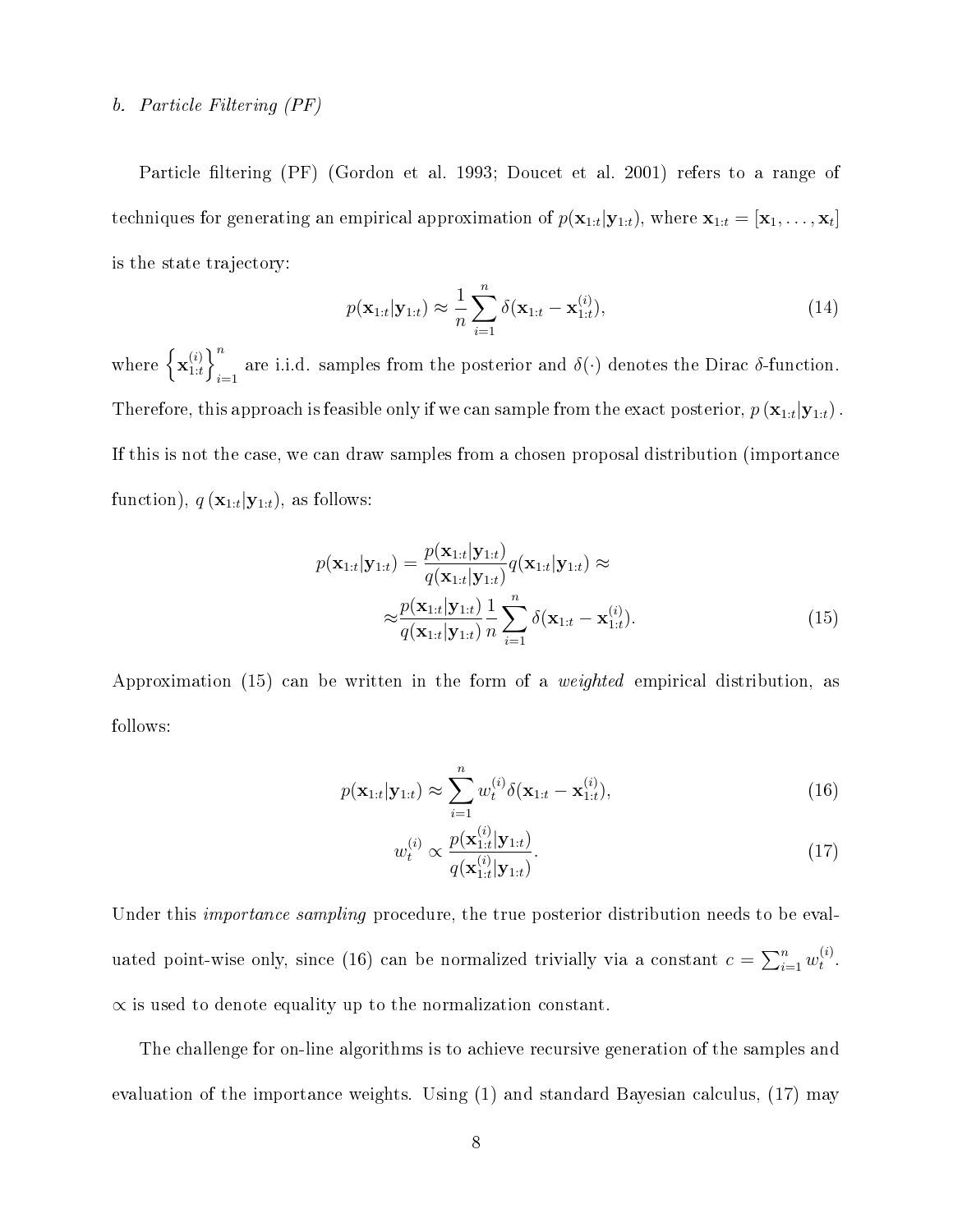### b. *Particle Filtering (PF)*

Particle filtering (PF) (Gordon et al. 1993; Doucet et al. 2001) refers to a range of techniques for generating an empirical approximation of $p(\mathbf{x}_{1:t}|\mathbf{y}_{1:t})$, where $\mathbf{x}_{1:t} = [\mathbf{x}_1, \ldots, \mathbf{x}_t]$ is the state trajectory:

$$p(\mathbf{x}_{1:t}|\mathbf{y}_{1:t}) \approx \frac{1}{n} \sum_{i=1}^{n} \delta(\mathbf{x}_{1:t} - \mathbf{x}_{1:t}^{(i)}), \tag{14}$$

where $\left\{ \mathbf{x}_{1:t}^{(i)} \right\}_{i=1}^{n}$ are i.i.d. samples from the posterior and $\delta(\cdot)$ denotes the Dirac $\delta$-function. Therefore, this approach is feasible only if we can sample from the exact posterior, $p\left(\mathbf{x}_{1:t}|\mathbf{y}_{1:t}\right)$. If this is not the case, we can draw samples from a chosen proposal distribution (importance function), $q\left(\mathbf{x}_{1:t}|\mathbf{y}_{1:t}\right)$, as follows:

$$\begin{aligned} p(\mathbf{x}_{1:t}|\mathbf{y}_{1:t}) = \frac{p(\mathbf{x}_{1:t}|\mathbf{y}_{1:t})}{q(\mathbf{x}_{1:t}|\mathbf{y}_{1:t})} q(\mathbf{x}_{1:t}|\mathbf{y}_{1:t}) \approx \\ \approx \frac{p(\mathbf{x}_{1:t}|\mathbf{y}_{1:t})}{q(\mathbf{x}_{1:t}|\mathbf{y}_{1:t})} \frac{1}{n} \sum_{i=1}^{n} \delta(\mathbf{x}_{1:t} - \mathbf{x}_{1:t}^{(i)}). \end{aligned} \tag{15}$$

Approximation (15) can be written in the form of a *weighted* empirical distribution, as follows:

$$p(\mathbf{x}_{1:t}|\mathbf{y}_{1:t}) \approx \sum_{i=1}^{n} w_t^{(i)} \delta(\mathbf{x}_{1:t} - \mathbf{x}_{1:t}^{(i)}), \tag{16}$$

$$w_t^{(i)} \propto \frac{p(\mathbf{x}_{1:t}^{(i)}|\mathbf{y}_{1:t})}{q(\mathbf{x}_{1:t}^{(i)}|\mathbf{y}_{1:t})}. \tag{17}$$

Under this *importance sampling* procedure, the true posterior distribution needs to be evaluated point-wise only, since (16) can be normalized trivially via a constant $c = \sum_{i=1}^{n} w_t^{(i)}$. $\propto$ is used to denote equality up to the normalization constant.

The challenge for on-line algorithms is to achieve recursive generation of the samples and evaluation of the importance weights. Using (1) and standard Bayesian calculus, (17) may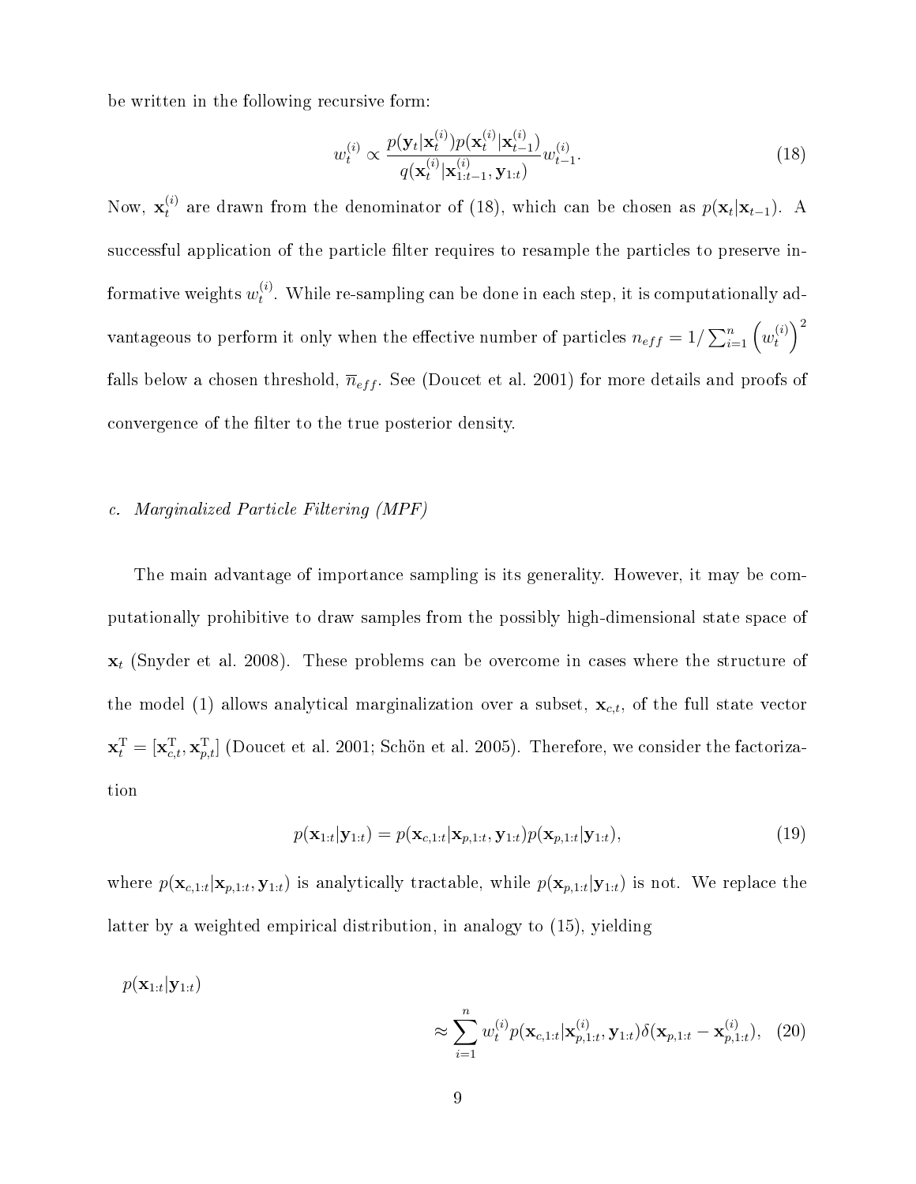be written in the following recursive form:

$$w_t^{(i)} \propto \frac{p(\mathbf{y}_t|\mathbf{x}_t^{(i)})p(\mathbf{x}_t^{(i)}|\mathbf{x}_{t-1}^{(i)})}{q(\mathbf{x}_t^{(i)}|\mathbf{x}_{1:t-1}^{(i)}, \mathbf{y}_{1:t})} w_{t-1}^{(i)}. \tag{18}$$

Now, $\mathbf{x}_t^{(i)}$ are drawn from the denominator of (18), which can be chosen as $p(\mathbf{x}_t|\mathbf{x}_{t-1})$. A successful application of the particle filter requires to resample the particles to preserve informative weights $w_t^{(i)}$. While re-sampling can be done in each step, it is computationally advantageous to perform it only when the effective number of particles $n_{eff} = 1/\sum_{i=1}^{n}\left(w_t^{(i)}\right)^2$ falls below a chosen threshold, $\overline{n}_{eff}$. See (Doucet et al. 2001) for more details and proofs of convergence of the filter to the true posterior density.

### c. *Marginalized Particle Filtering (MPF)*

The main advantage of importance sampling is its generality. However, it may be computationally prohibitive to draw samples from the possibly high-dimensional state space of $\mathbf{x}_t$ (Snyder et al. 2008). These problems can be overcome in cases where the structure of the model (1) allows analytical marginalization over a subset, $\mathbf{x}_{c,t}$, of the full state vector $\mathbf{x}_t^{\mathrm{T}} = [\mathbf{x}_{c,t}^{\mathrm{T}}, \mathbf{x}_{p,t}^{\mathrm{T}}]$ (Doucet et al. 2001; Schön et al. 2005). Therefore, we consider the factorization

$$p(\mathbf{x}_{1:t}|\mathbf{y}_{1:t}) = p(\mathbf{x}_{c,1:t}|\mathbf{x}_{p,1:t}, \mathbf{y}_{1:t})p(\mathbf{x}_{p,1:t}|\mathbf{y}_{1:t}), \tag{19}$$

where $p(\mathbf{x}_{c,1:t}|\mathbf{x}_{p,1:t}, \mathbf{y}_{1:t})$ is analytically tractable, while $p(\mathbf{x}_{p,1:t}|\mathbf{y}_{1:t})$ is not. We replace the latter by a weighted empirical distribution, in analogy to (15), yielding

$$p(\mathbf{x}_{1:t}|\mathbf{y}_{1:t}) \approx \sum_{i=1}^{n} w_t^{(i)} p(\mathbf{x}_{c,1:t}|\mathbf{x}_{p,1:t}^{(i)}, \mathbf{y}_{1:t})\delta(\mathbf{x}_{p,1:t} - \mathbf{x}_{p,1:t}^{(i)}), \tag{20}$$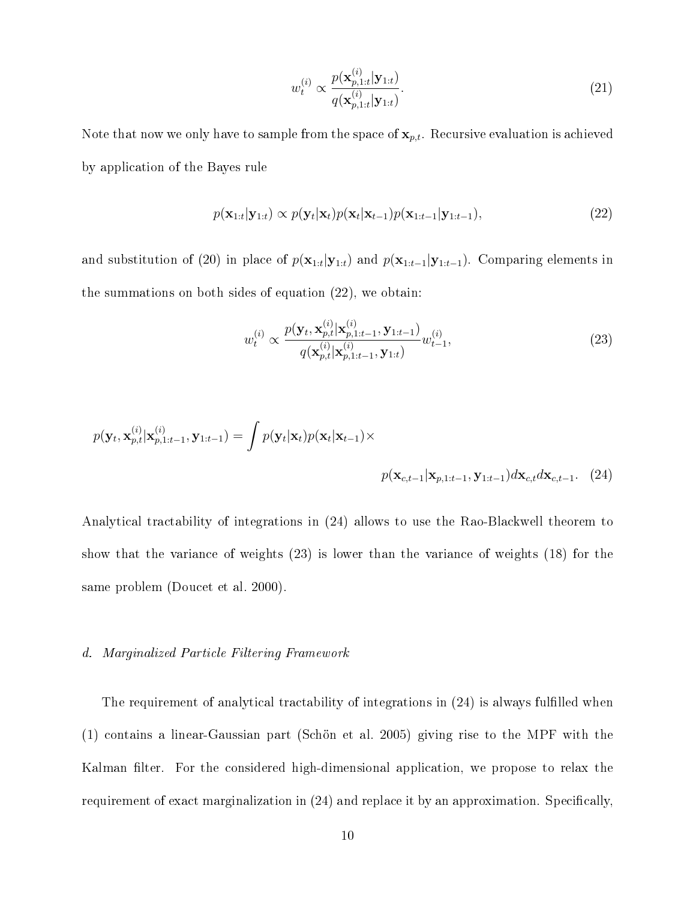$$w_t^{(i)} \propto \frac{p(\mathbf{x}_{p,1:t}^{(i)}|\mathbf{y}_{1:t})}{q(\mathbf{x}_{p,1:t}^{(i)}|\mathbf{y}_{1:t})}. \tag{21}$$

Note that now we only have to sample from the space of $\mathbf{x}_{p,t}$. Recursive evaluation is achieved by application of the Bayes rule

$$p(\mathbf{x}_{1:t}|\mathbf{y}_{1:t}) \propto p(\mathbf{y}_t|\mathbf{x}_t)p(\mathbf{x}_t|\mathbf{x}_{t-1})p(\mathbf{x}_{1:t-1}|\mathbf{y}_{1:t-1}), \tag{22}$$

and substitution of (20) in place of $p(\mathbf{x}_{1:t}|\mathbf{y}_{1:t})$ and $p(\mathbf{x}_{1:t-1}|\mathbf{y}_{1:t-1})$. Comparing elements in the summations on both sides of equation (22), we obtain:

$$w_t^{(i)} \propto \frac{p(\mathbf{y}_t, \mathbf{x}_{p,t}^{(i)}|\mathbf{x}_{p,1:t-1}^{(i)}, \mathbf{y}_{1:t-1})}{q(\mathbf{x}_{p,t}^{(i)}|\mathbf{x}_{p,1:t-1}^{(i)}, \mathbf{y}_{1:t})} w_{t-1}^{(i)}, \tag{23}$$

$$p(\mathbf{y}_t, \mathbf{x}_{p,t}^{(i)}|\mathbf{x}_{p,1:t-1}^{(i)}, \mathbf{y}_{1:t-1}) = \int p(\mathbf{y}_t|\mathbf{x}_t)p(\mathbf{x}_t|\mathbf{x}_{t-1}) \times p(\mathbf{x}_{c,t-1}|\mathbf{x}_{p,1:t-1}, \mathbf{y}_{1:t-1})d\mathbf{x}_{c,t}d\mathbf{x}_{c,t-1}. \tag{24}$$

Analytical tractability of integrations in (24) allows to use the Rao-Blackwell theorem to show that the variance of weights (23) is lower than the variance of weights (18) for the same problem (Doucet et al. 2000).

### *d. Marginalized Particle Filtering Framework*

The requirement of analytical tractability of integrations in (24) is always fulfilled when (1) contains a linear-Gaussian part (Schön et al. 2005) giving rise to the MPF with the Kalman filter. For the considered high-dimensional application, we propose to relax the requirement of exact marginalization in (24) and replace it by an approximation. Specifically,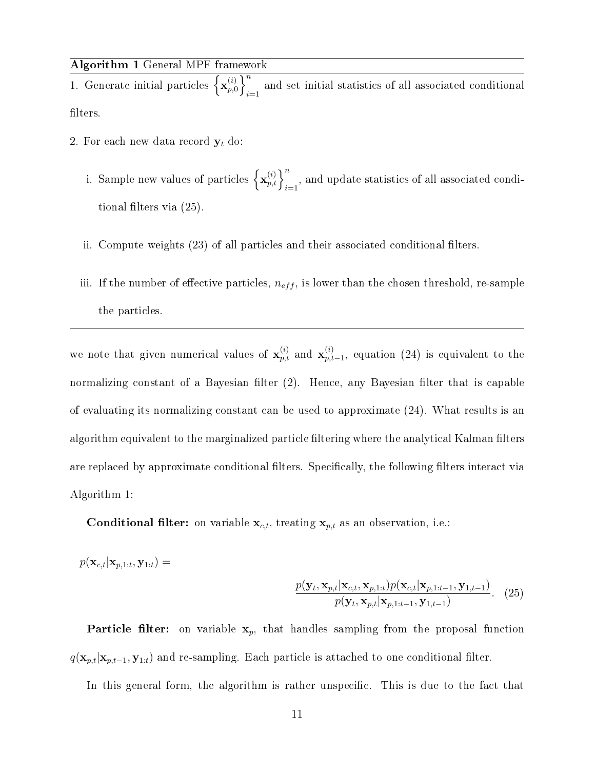**Algorithm 1** General MPF framework

1. Generate initial particles $\left\{\mathbf{x}_{p,0}^{(i)}\right\}_{i=1}^{n}$ and set initial statistics of all associated conditional filters.
2. For each new data record $\mathbf{y}_t$ do:
   i. Sample new values of particles $\left\{\mathbf{x}_{p,t}^{(i)}\right\}_{i=1}^{n}$, and update statistics of all associated conditional filters via (25).
   ii. Compute weights (23) of all particles and their associated conditional filters.
   iii. If the number of effective particles, $n_{eff}$, is lower than the chosen threshold, re-sample the particles.

---

we note that given numerical values of $\mathbf{x}_{p,t}^{(i)}$ and $\mathbf{x}_{p,t-1}^{(i)}$, equation (24) is equivalent to the normalizing constant of a Bayesian filter (2). Hence, any Bayesian filter that is capable of evaluating its normalizing constant can be used to approximate (24). What results is an algorithm equivalent to the marginalized particle filtering where the analytical Kalman filters are replaced by approximate conditional filters. Specifically, the following filters interact via Algorithm 1:

**Conditional filter:** on variable $\mathbf{x}_{c,t}$, treating $\mathbf{x}_{p,t}$ as an observation, i.e.:

$$p(\mathbf{x}_{c,t}|\mathbf{x}_{p,1:t},\mathbf{y}_{1:t}) = \frac{p(\mathbf{y}_t,\mathbf{x}_{p,t}|\mathbf{x}_{c,t},\mathbf{x}_{p,1:t})p(\mathbf{x}_{c,t}|\mathbf{x}_{p,1:t-1},\mathbf{y}_{1,t-1})}{p(\mathbf{y}_t,\mathbf{x}_{p,t}|\mathbf{x}_{p,1:t-1},\mathbf{y}_{1,t-1})}. \quad (25)$$

**Particle filter:** on variable $\mathbf{x}_p$, that handles sampling from the proposal function $q(\mathbf{x}_{p,t}|\mathbf{x}_{p,t-1},\mathbf{y}_{1:t})$ and re-sampling. Each particle is attached to one conditional filter.

In this general form, the algorithm is rather unspecific. This is due to the fact that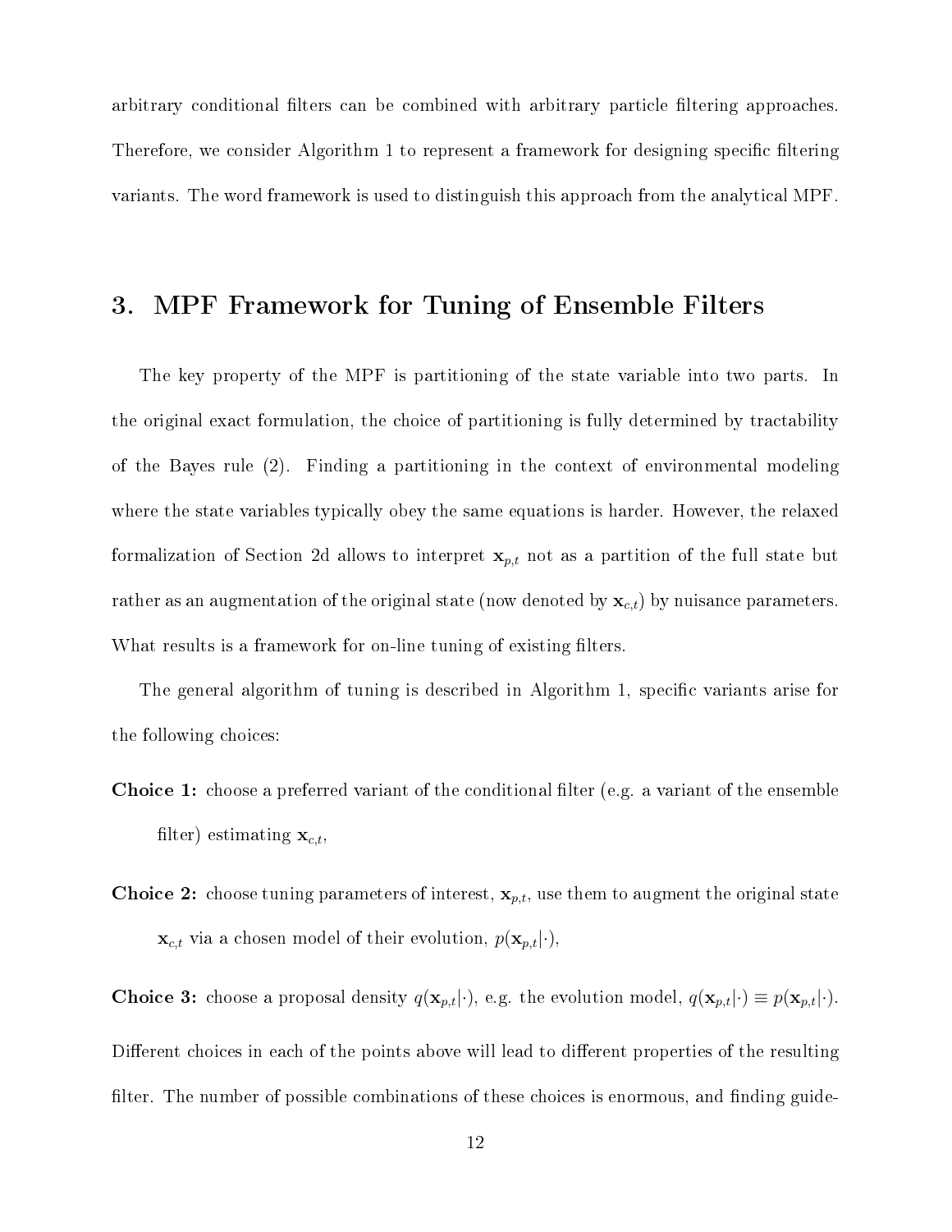arbitrary conditional filters can be combined with arbitrary particle filtering approaches. Therefore, we consider Algorithm 1 to represent a framework for designing specific filtering variants. The word framework is used to distinguish this approach from the analytical MPF.

## 3. MPF Framework for Tuning of Ensemble Filters

The key property of the MPF is partitioning of the state variable into two parts. In the original exact formulation, the choice of partitioning is fully determined by tractability of the Bayes rule (2). Finding a partitioning in the context of environmental modeling where the state variables typically obey the same equations is harder. However, the relaxed formalization of Section 2d allows to interpret $\mathbf{x}_{p,t}$ not as a partition of the full state but rather as an augmentation of the original state (now denoted by $\mathbf{x}_{c,t}$) by nuisance parameters. What results is a framework for on-line tuning of existing filters.

The general algorithm of tuning is described in Algorithm 1, specific variants arise for the following choices:

**Choice 1:** choose a preferred variant of the conditional filter (e.g. a variant of the ensemble filter) estimating $\mathbf{x}_{c,t}$,

**Choice 2:** choose tuning parameters of interest, $\mathbf{x}_{p,t}$, use them to augment the original state $\mathbf{x}_{c,t}$ via a chosen model of their evolution, $p(\mathbf{x}_{p,t}|\cdot)$,

**Choice 3:** choose a proposal density $q(\mathbf{x}_{p,t}|\cdot)$, e.g. the evolution model, $q(\mathbf{x}_{p,t}|\cdot) \equiv p(\mathbf{x}_{p,t}|\cdot)$.

Different choices in each of the points above will lead to different properties of the resulting filter. The number of possible combinations of these choices is enormous, and finding guide-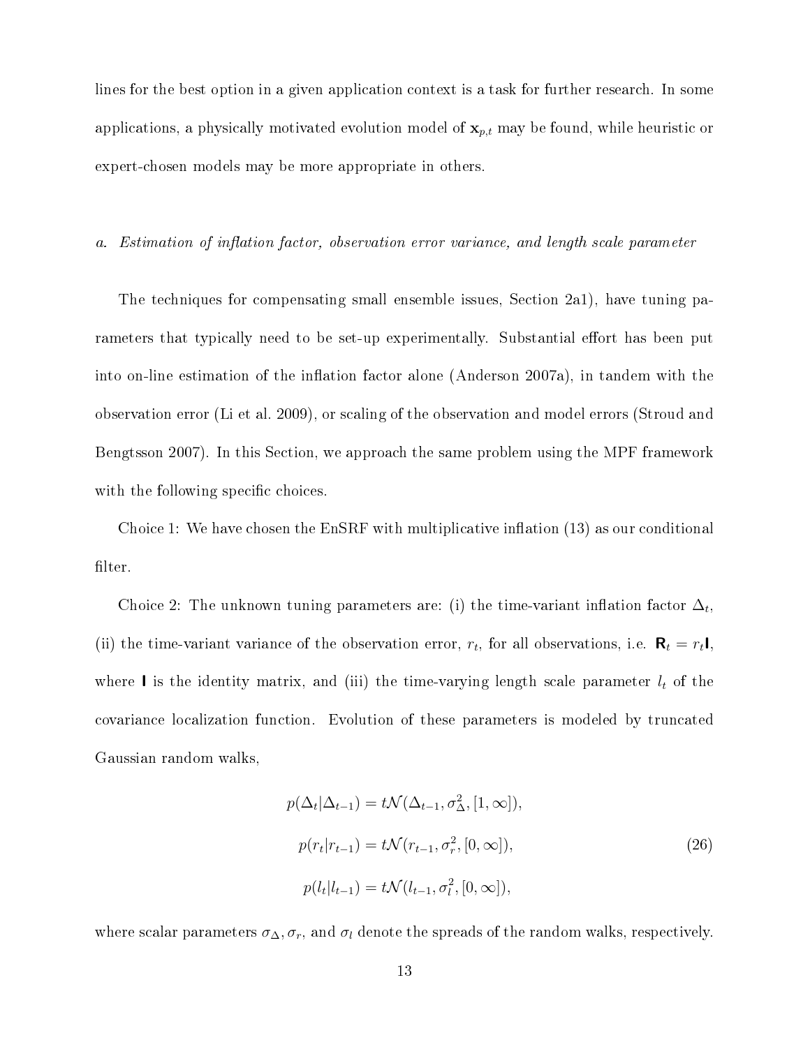lines for the best option in a given application context is a task for further research. In some applications, a physically motivated evolution model of $\mathbf{x}_{p,t}$ may be found, while heuristic or expert-chosen models may be more appropriate in others.

### *a. Estimation of inflation factor, observation error variance, and length scale parameter*

The techniques for compensating small ensemble issues, Section 2a1), have tuning parameters that typically need to be set-up experimentally. Substantial effort has been put into on-line estimation of the inflation factor alone (Anderson 2007a), in tandem with the observation error (Li et al. 2009), or scaling of the observation and model errors (Stroud and Bengtsson 2007). In this Section, we approach the same problem using the MPF framework with the following specific choices.

Choice 1: We have chosen the EnSRF with multiplicative inflation (13) as our conditional filter.

Choice 2: The unknown tuning parameters are: (i) the time-variant inflation factor $\Delta_t$, (ii) the time-variant variance of the observation error, $r_t$, for all observations, i.e. $\mathbf{R}_t = r_t\mathbf{I}$, where $\mathbf{I}$ is the identity matrix, and (iii) the time-varying length scale parameter $l_t$ of the covariance localization function. Evolution of these parameters is modeled by truncated Gaussian random walks,

$$
\begin{aligned}
p(\Delta_t|\Delta_{t-1}) &= t\mathcal{N}(\Delta_{t-1}, \sigma_\Delta^2, [1, \infty]), \\
p(r_t|r_{t-1}) &= t\mathcal{N}(r_{t-1}, \sigma_r^2, [0, \infty]), \\
p(l_t|l_{t-1}) &= t\mathcal{N}(l_{t-1}, \sigma_l^2, [0, \infty]),
\end{aligned}
\tag{26}
$$

where scalar parameters $\sigma_\Delta, \sigma_r$, and $\sigma_l$ denote the spreads of the random walks, respectively.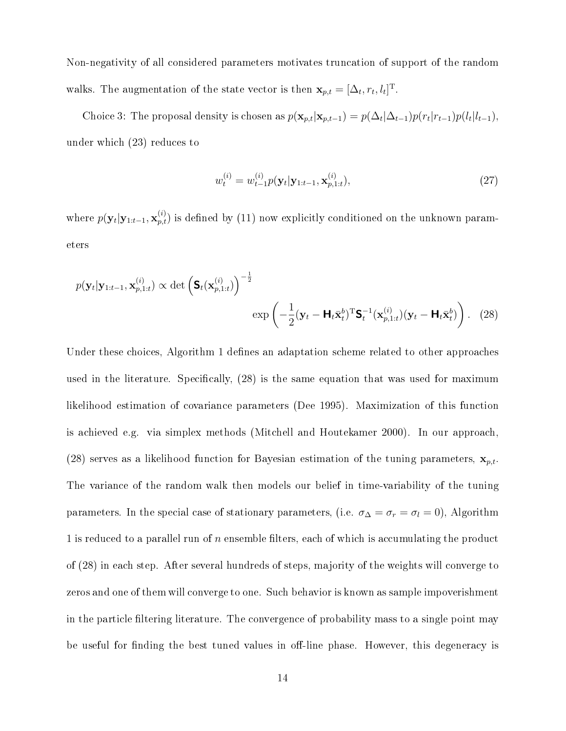Non-negativity of all considered parameters motivates truncation of support of the random walks. The augmentation of the state vector is then $\mathbf{x}_{p,t} = [\Delta_t, r_t, l_t]^{\mathrm{T}}$.

Choice 3: The proposal density is chosen as $p(\mathbf{x}_{p,t}|\mathbf{x}_{p,t-1}) = p(\Delta_t|\Delta_{t-1})p(r_t|r_{t-1})p(l_t|l_{t-1})$, under which (23) reduces to

$$w_t^{(i)} = w_{t-1}^{(i)} p(\mathbf{y}_t|\mathbf{y}_{1:t-1}, \mathbf{x}_{p,1:t}^{(i)}), \tag{27}$$

where $p(\mathbf{y}_t|\mathbf{y}_{1:t-1}, \mathbf{x}_{p,t}^{(i)})$ is defined by (11) now explicitly conditioned on the unknown parameters

$$p(\mathbf{y}_t|\mathbf{y}_{1:t-1}, \mathbf{x}_{p,1:t}^{(i)}) \propto \det\left(\mathbf{S}_t(\mathbf{x}_{p,1:t}^{(i)})\right)^{-\frac{1}{2}} \exp\left(-\frac{1}{2}(\mathbf{y}_t - \mathbf{H}_t\bar{\mathbf{x}}_t^b)^{\mathrm{T}}\mathbf{S}_t^{-1}(\mathbf{x}_{p,1:t}^{(i)})(\mathbf{y}_t - \mathbf{H}_t\bar{\mathbf{x}}_t^b)\right). \tag{28}$$

Under these choices, Algorithm 1 defines an adaptation scheme related to other approaches used in the literature. Specifically, (28) is the same equation that was used for maximum likelihood estimation of covariance parameters (Dee 1995). Maximization of this function is achieved e.g. via simplex methods (Mitchell and Houtekamer 2000). In our approach, (28) serves as a likelihood function for Bayesian estimation of the tuning parameters, $\mathbf{x}_{p,t}$. The variance of the random walk then models our belief in time-variability of the tuning parameters. In the special case of stationary parameters, (i.e. $\sigma_\Delta = \sigma_r = \sigma_l = 0$), Algorithm 1 is reduced to a parallel run of $n$ ensemble filters, each of which is accumulating the product of (28) in each step. After several hundreds of steps, majority of the weights will converge to zeros and one of them will converge to one. Such behavior is known as sample impoverishment in the particle filtering literature. The convergence of probability mass to a single point may be useful for finding the best tuned values in off-line phase. However, this degeneracy is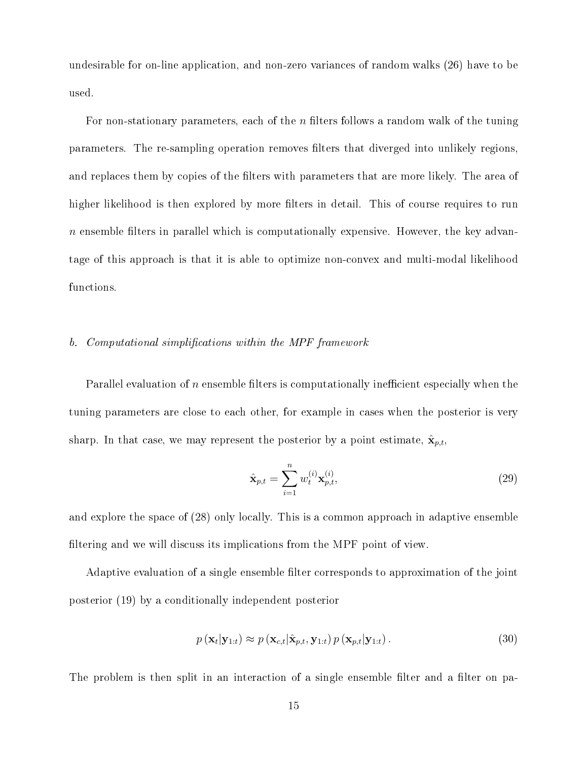undesirable for on-line application, and non-zero variances of random walks (26) have to be used.

For non-stationary parameters, each of the $n$ filters follows a random walk of the tuning parameters. The re-sampling operation removes filters that diverged into unlikely regions, and replaces them by copies of the filters with parameters that are more likely. The area of higher likelihood is then explored by more filters in detail. This of course requires to run $n$ ensemble filters in parallel which is computationally expensive. However, the key advantage of this approach is that it is able to optimize non-convex and multi-modal likelihood functions.

### *b. Computational simplifications within the MPF framework*

Parallel evaluation of $n$ ensemble filters is computationally inefficient especially when the tuning parameters are close to each other, for example in cases when the posterior is very sharp. In that case, we may represent the posterior by a point estimate, $\hat{\mathbf{x}}_{p,t}$,

$$\hat{\mathbf{x}}_{p,t} = \sum_{i=1}^{n} w_t^{(i)} \mathbf{x}_{p,t}^{(i)}, \tag{29}$$

and explore the space of (28) only locally. This is a common approach in adaptive ensemble filtering and we will discuss its implications from the MPF point of view.

Adaptive evaluation of a single ensemble filter corresponds to approximation of the joint posterior (19) by a conditionally independent posterior

$$p(\mathbf{x}_t|\mathbf{y}_{1:t}) \approx p(\mathbf{x}_{c,t}|\hat{\mathbf{x}}_{p,t}, \mathbf{y}_{1:t})\, p(\mathbf{x}_{p,t}|\mathbf{y}_{1:t}). \tag{30}$$

The problem is then split in an interaction of a single ensemble filter and a filter on pa-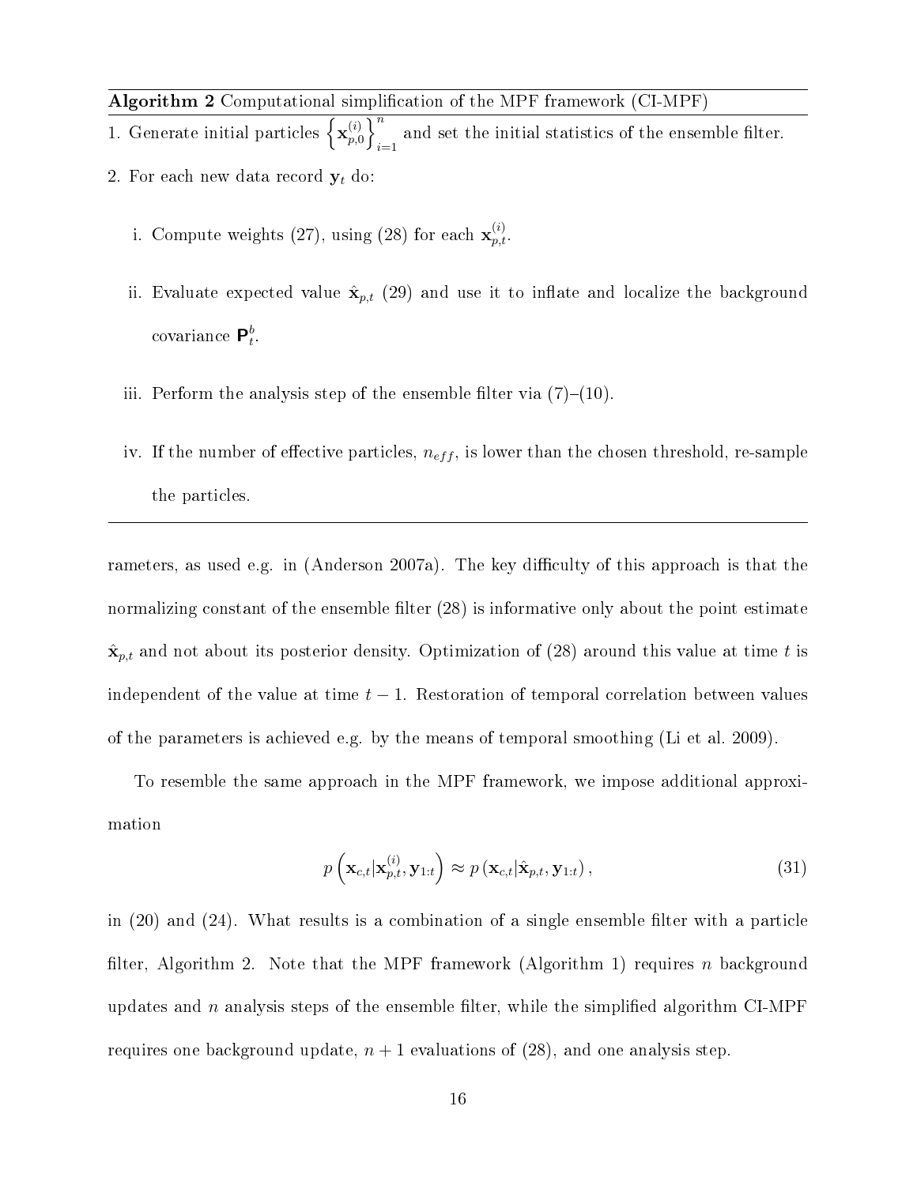**Algorithm 2** Computational simplification of the MPF framework (CI-MPF)

1. Generate initial particles $\left\{\mathbf{x}_{p,0}^{(i)}\right\}_{i=1}^{n}$ and set the initial statistics of the ensemble filter.
2. For each new data record $\mathbf{y}_t$ do:

   i. Compute weights (27), using (28) for each $\mathbf{x}_{p,t}^{(i)}$.

   ii. Evaluate expected value $\hat{\mathbf{x}}_{p,t}$ (29) and use it to inflate and localize the background covariance $\mathbf{P}_t^b$.

   iii. Perform the analysis step of the ensemble filter via (7)–(10).

   iv. If the number of effective particles, $n_{eff}$, is lower than the chosen threshold, re-sample the particles.

---

rameters, as used e.g. in (Anderson 2007a). The key difficulty of this approach is that the normalizing constant of the ensemble filter (28) is informative only about the point estimate $\hat{\mathbf{x}}_{p,t}$ and not about its posterior density. Optimization of (28) around this value at time $t$ is independent of the value at time $t-1$. Restoration of temporal correlation between values of the parameters is achieved e.g. by the means of temporal smoothing (Li et al. 2009).

To resemble the same approach in the MPF framework, we impose additional approximation

$$p\left(\mathbf{x}_{c,t}|\mathbf{x}_{p,t}^{(i)}, \mathbf{y}_{1:t}\right) \approx p\left(\mathbf{x}_{c,t}|\hat{\mathbf{x}}_{p,t}, \mathbf{y}_{1:t}\right), \tag{31}$$

in (20) and (24). What results is a combination of a single ensemble filter with a particle filter, Algorithm 2. Note that the MPF framework (Algorithm 1) requires $n$ background updates and $n$ analysis steps of the ensemble filter, while the simplified algorithm CI-MPF requires one background update, $n+1$ evaluations of (28), and one analysis step.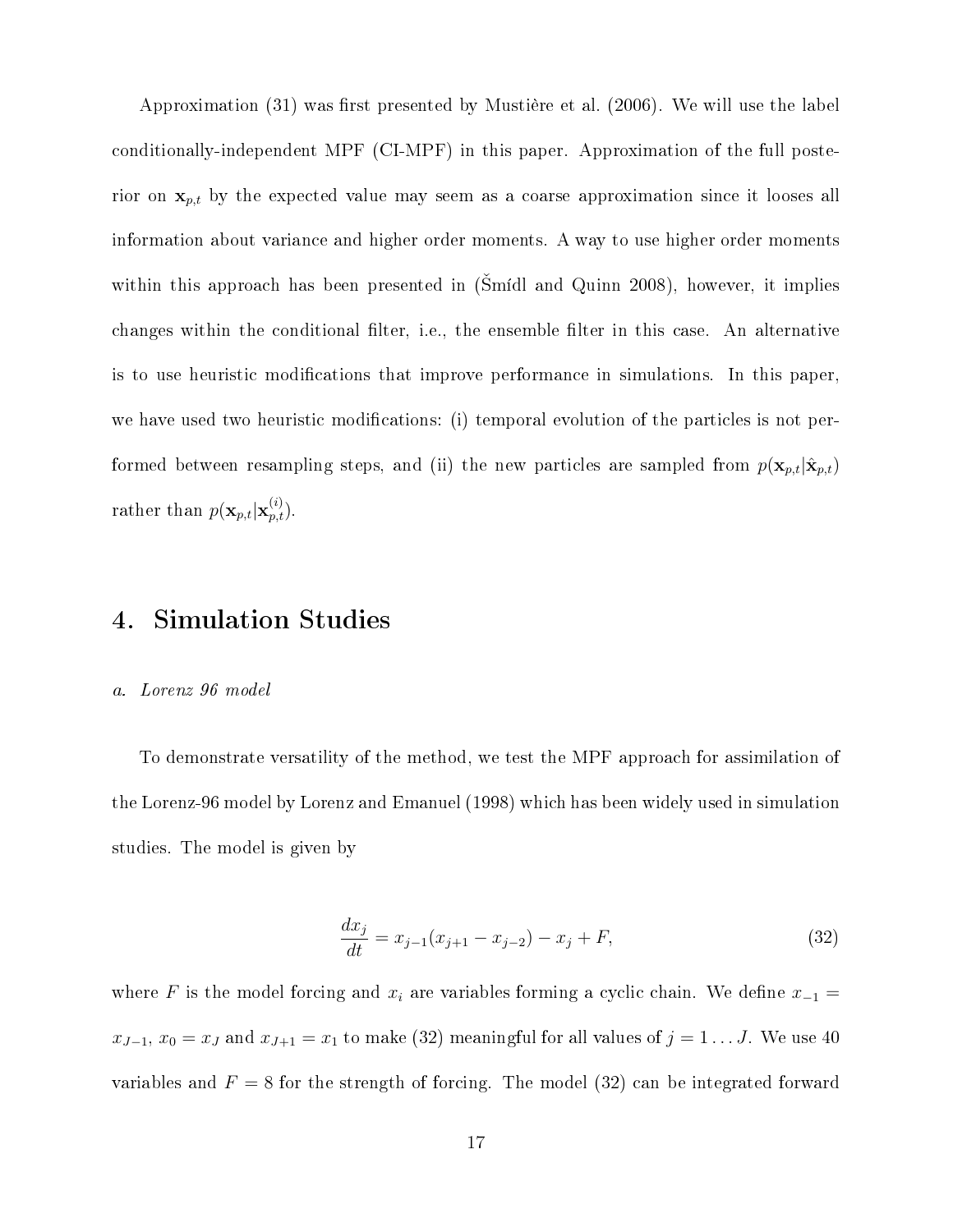Approximation (31) was first presented by Mustière et al. (2006). We will use the label conditionally-independent MPF (CI-MPF) in this paper. Approximation of the full posterior on $\mathbf{x}_{p,t}$ by the expected value may seem as a coarse approximation since it looses all information about variance and higher order moments. A way to use higher order moments within this approach has been presented in (Šmídl and Quinn 2008), however, it implies changes within the conditional filter, i.e., the ensemble filter in this case. An alternative is to use heuristic modifications that improve performance in simulations. In this paper, we have used two heuristic modifications: (i) temporal evolution of the particles is not performed between resampling steps, and (ii) the new particles are sampled from $p(\mathbf{x}_{p,t}|\hat{\mathbf{x}}_{p,t})$ rather than $p(\mathbf{x}_{p,t}|\mathbf{x}_{p,t}^{(i)})$.

# 4. Simulation Studies

### *a. Lorenz 96 model*

To demonstrate versatility of the method, we test the MPF approach for assimilation of the Lorenz-96 model by Lorenz and Emanuel (1998) which has been widely used in simulation studies. The model is given by

$$\frac{dx_j}{dt} = x_{j-1}(x_{j+1} - x_{j-2}) - x_j + F, \tag{32}$$

where $F$ is the model forcing and $x_i$ are variables forming a cyclic chain. We define $x_{-1} = x_{J-1}$, $x_0 = x_J$ and $x_{J+1} = x_1$ to make (32) meaningful for all values of $j = 1 \dots J$. We use 40 variables and $F = 8$ for the strength of forcing. The model (32) can be integrated forward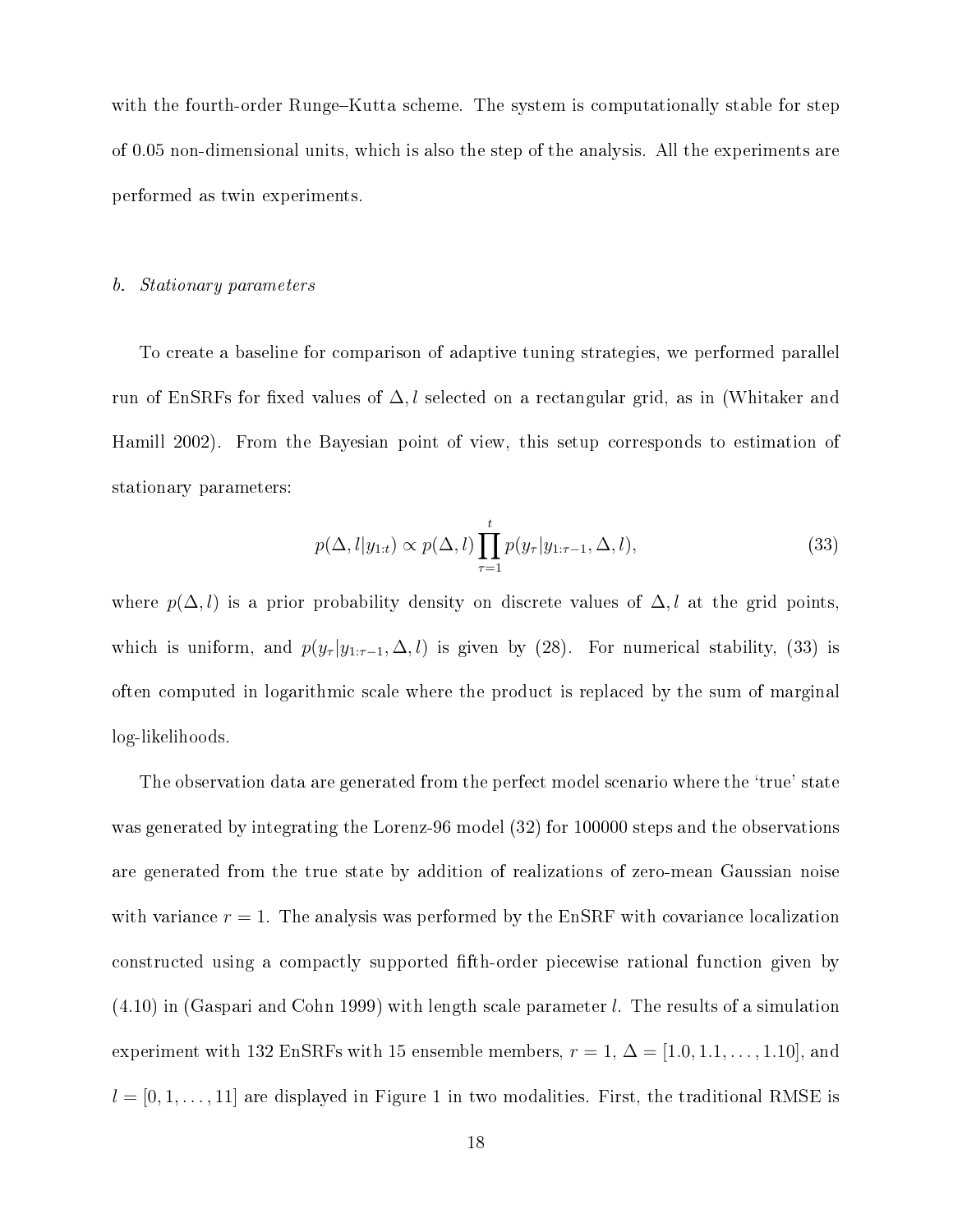with the fourth-order Runge–Kutta scheme. The system is computationally stable for step of 0.05 non-dimensional units, which is also the step of the analysis. All the experiments are performed as twin experiments.

### *b. Stationary parameters*

To create a baseline for comparison of adaptive tuning strategies, we performed parallel run of EnSRFs for fixed values of $\Delta, l$ selected on a rectangular grid, as in (Whitaker and Hamill 2002). From the Bayesian point of view, this setup corresponds to estimation of stationary parameters:

$$p(\Delta, l|y_{1:t}) \propto p(\Delta, l) \prod_{\tau=1}^{t} p(y_\tau|y_{1:\tau-1}, \Delta, l), \tag{33}$$

where $p(\Delta, l)$ is a prior probability density on discrete values of $\Delta, l$ at the grid points, which is uniform, and $p(y_\tau|y_{1:\tau-1}, \Delta, l)$ is given by (28). For numerical stability, (33) is often computed in logarithmic scale where the product is replaced by the sum of marginal log-likelihoods.

The observation data are generated from the perfect model scenario where the 'true' state was generated by integrating the Lorenz-96 model (32) for 100000 steps and the observations are generated from the true state by addition of realizations of zero-mean Gaussian noise with variance $r = 1$. The analysis was performed by the EnSRF with covariance localization constructed using a compactly supported fifth-order piecewise rational function given by (4.10) in (Gaspari and Cohn 1999) with length scale parameter $l$. The results of a simulation experiment with 132 EnSRFs with 15 ensemble members, $r = 1$, $\Delta = [1.0, 1.1, \ldots, 1.10]$, and $l = [0, 1, \ldots, 11]$ are displayed in Figure 1 in two modalities. First, the traditional RMSE is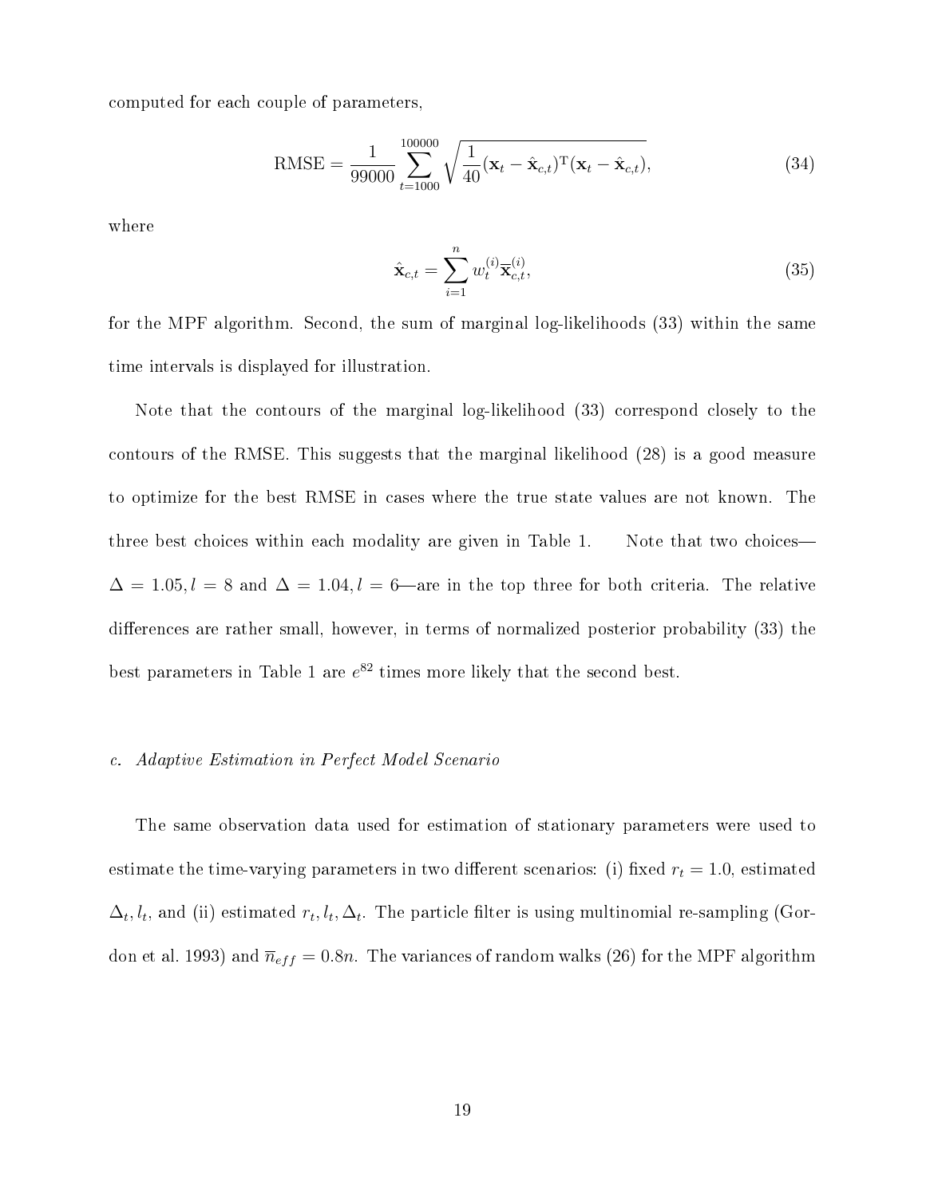computed for each couple of parameters,

$$
\text{RMSE} = \frac{1}{99000} \sum_{t=1000}^{100000} \sqrt{\frac{1}{40}(\mathbf{x}_t - \hat{\mathbf{x}}_{c,t})^{\mathrm{T}}(\mathbf{x}_t - \hat{\mathbf{x}}_{c,t})}, \tag{34}
$$

where

$$
\hat{\mathbf{x}}_{c,t} = \sum_{i=1}^{n} w_t^{(i)} \overline{\mathbf{x}}_{c,t}^{(i)}, \tag{35}
$$

for the MPF algorithm. Second, the sum of marginal log-likelihoods (33) within the same time intervals is displayed for illustration.

Note that the contours of the marginal log-likelihood (33) correspond closely to the contours of the RMSE. This suggests that the marginal likelihood (28) is a good measure to optimize for the best RMSE in cases where the true state values are not known. The three best choices within each modality are given in Table 1. Note that two choices—$\Delta = 1.05, l = 8$ and $\Delta = 1.04, l = 6$—are in the top three for both criteria. The relative differences are rather small, however, in terms of normalized posterior probability (33) the best parameters in Table 1 are $e^{82}$ times more likely that the second best.

### *c. Adaptive Estimation in Perfect Model Scenario*

The same observation data used for estimation of stationary parameters were used to estimate the time-varying parameters in two different scenarios: (i) fixed $r_t = 1.0$, estimated $\Delta_t, l_t$, and (ii) estimated $r_t, l_t, \Delta_t$. The particle filter is using multinomial re-sampling (Gordon et al. 1993) and $\overline{n}_{eff} = 0.8n$. The variances of random walks (26) for the MPF algorithm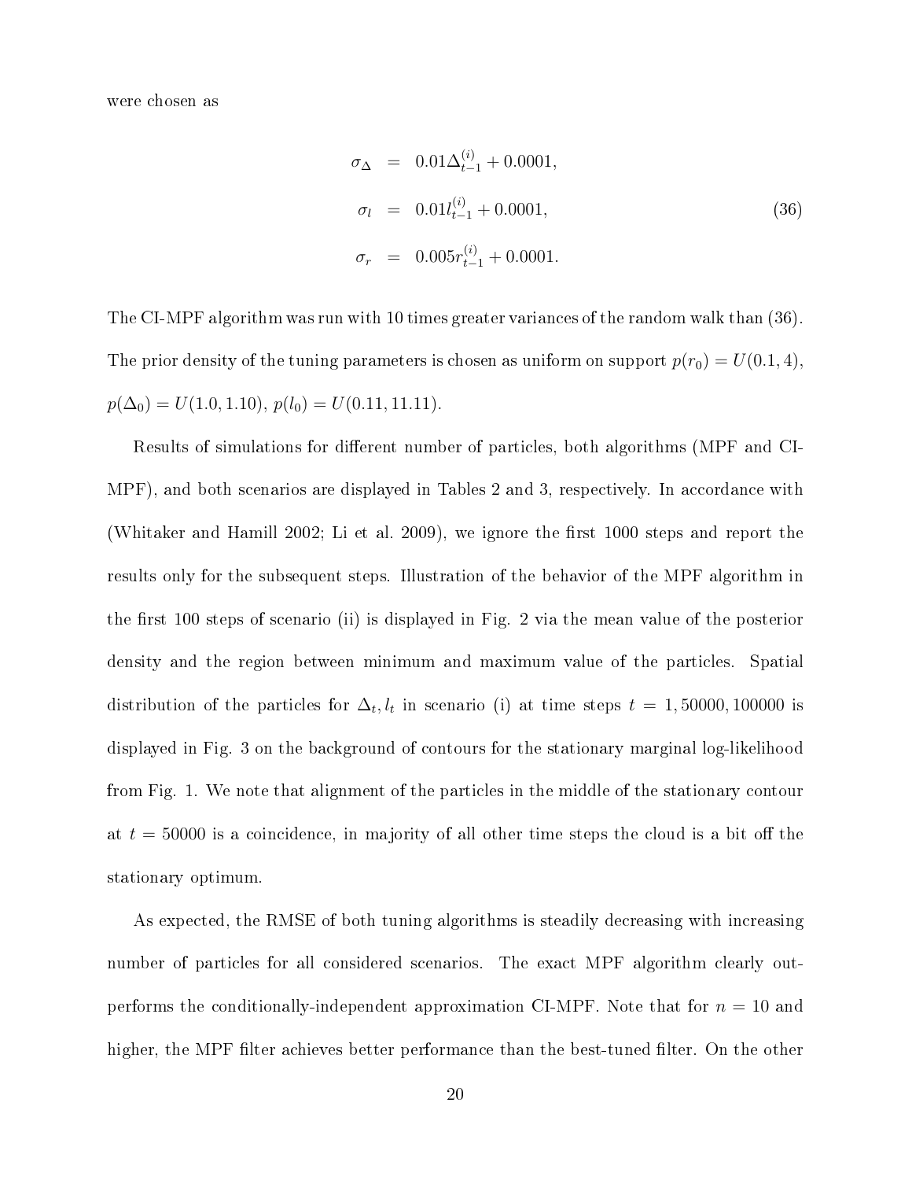were chosen as

$$
\begin{aligned}
\sigma_\Delta &= 0.01\Delta_{t-1}^{(i)} + 0.0001, \\
\sigma_l &= 0.01 l_{t-1}^{(i)} + 0.0001, \\
\sigma_r &= 0.005 r_{t-1}^{(i)} + 0.0001.
\end{aligned} \tag{36}
$$

The CI-MPF algorithm was run with 10 times greater variances of the random walk than (36). The prior density of the tuning parameters is chosen as uniform on support $p(r_0) = U(0.1, 4)$, $p(\Delta_0) = U(1.0, 1.10)$, $p(l_0) = U(0.11, 11.11)$.

Results of simulations for different number of particles, both algorithms (MPF and CI-MPF), and both scenarios are displayed in Tables 2 and 3, respectively. In accordance with (Whitaker and Hamill 2002; Li et al. 2009), we ignore the first 1000 steps and report the results only for the subsequent steps. Illustration of the behavior of the MPF algorithm in the first 100 steps of scenario (ii) is displayed in Fig. 2 via the mean value of the posterior density and the region between minimum and maximum value of the particles. Spatial distribution of the particles for $\Delta_t, l_t$ in scenario (i) at time steps $t = 1, 50000, 100000$ is displayed in Fig. 3 on the background of contours for the stationary marginal log-likelihood from Fig. 1. We note that alignment of the particles in the middle of the stationary contour at $t = 50000$ is a coincidence, in majority of all other time steps the cloud is a bit off the stationary optimum.

As expected, the RMSE of both tuning algorithms is steadily decreasing with increasing number of particles for all considered scenarios. The exact MPF algorithm clearly outperforms the conditionally-independent approximation CI-MPF. Note that for $n = 10$ and higher, the MPF filter achieves better performance than the best-tuned filter. On the other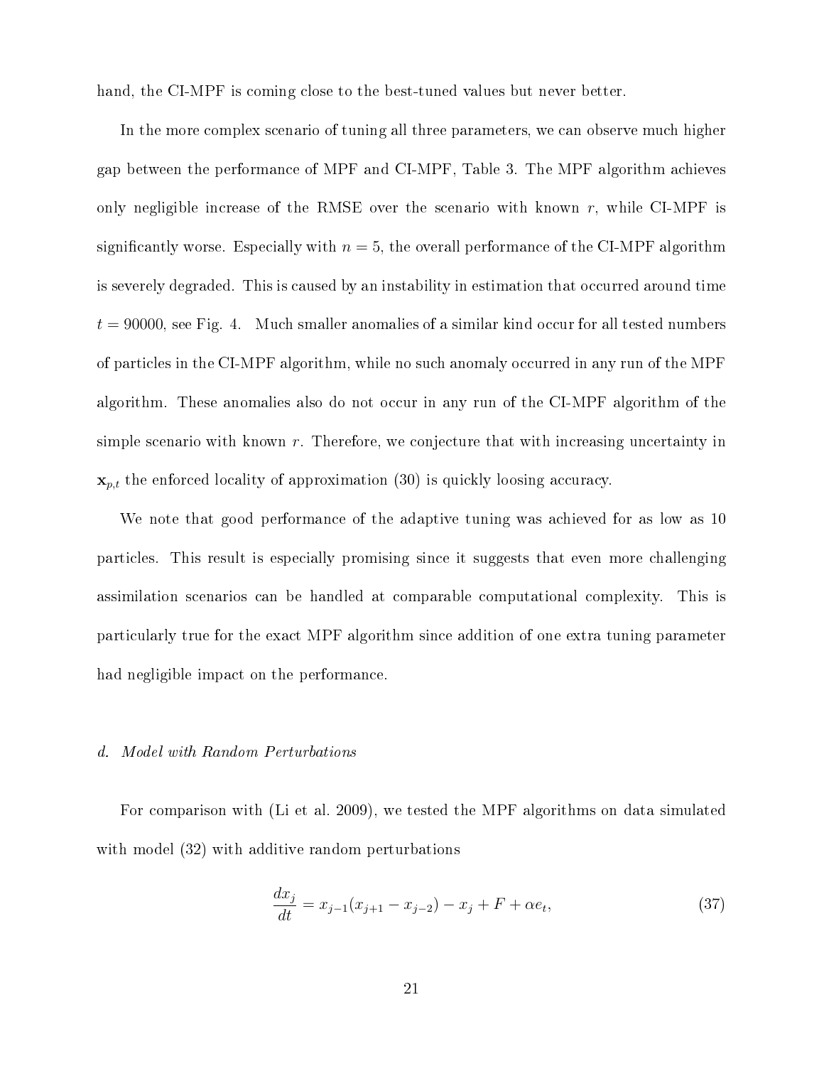hand, the CI-MPF is coming close to the best-tuned values but never better.

In the more complex scenario of tuning all three parameters, we can observe much higher gap between the performance of MPF and CI-MPF, Table 3. The MPF algorithm achieves only negligible increase of the RMSE over the scenario with known $r$, while CI-MPF is significantly worse. Especially with $n = 5$, the overall performance of the CI-MPF algorithm is severely degraded. This is caused by an instability in estimation that occurred around time $t = 90000$, see Fig. 4. Much smaller anomalies of a similar kind occur for all tested numbers of particles in the CI-MPF algorithm, while no such anomaly occurred in any run of the MPF algorithm. These anomalies also do not occur in any run of the CI-MPF algorithm of the simple scenario with known $r$. Therefore, we conjecture that with increasing uncertainty in $\mathbf{x}_{p,t}$ the enforced locality of approximation (30) is quickly loosing accuracy.

We note that good performance of the adaptive tuning was achieved for as low as 10 particles. This result is especially promising since it suggests that even more challenging assimilation scenarios can be handled at comparable computational complexity. This is particularly true for the exact MPF algorithm since addition of one extra tuning parameter had negligible impact on the performance.

### *d. Model with Random Perturbations*

For comparison with (Li et al. 2009), we tested the MPF algorithms on data simulated with model (32) with additive random perturbations

$$\frac{dx_j}{dt} = x_{j-1}(x_{j+1} - x_{j-2}) - x_j + F + \alpha e_t, \tag{37}$$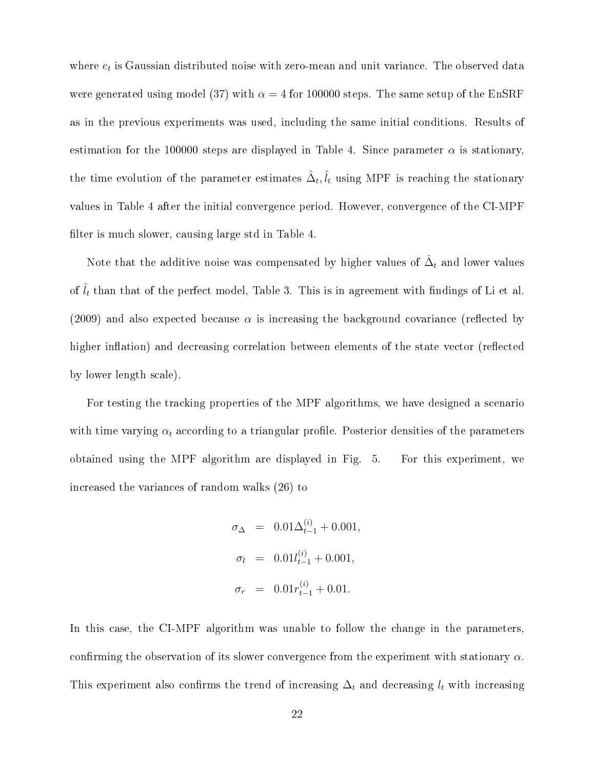where $e_t$ is Gaussian distributed noise with zero-mean and unit variance. The observed data were generated using model (37) with $\alpha = 4$ for 100000 steps. The same setup of the EnSRF as in the previous experiments was used, including the same initial conditions. Results of estimation for the 100000 steps are displayed in Table 4. Since parameter $\alpha$ is stationary, the time evolution of the parameter estimates $\hat{\Delta}_t, \hat{l}_t$ using MPF is reaching the stationary values in Table 4 after the initial convergence period. However, convergence of the CI-MPF filter is much slower, causing large std in Table 4.

Note that the additive noise was compensated by higher values of $\hat{\Delta}_t$ and lower values of $\hat{l}_t$ than that of the perfect model, Table 3. This is in agreement with findings of Li et al. (2009) and also expected because $\alpha$ is increasing the background covariance (reflected by higher inflation) and decreasing correlation between elements of the state vector (reflected by lower length scale).

For testing the tracking properties of the MPF algorithms, we have designed a scenario with time varying $\alpha_t$ according to a triangular profile. Posterior densities of the parameters obtained using the MPF algorithm are displayed in Fig. 5. For this experiment, we increased the variances of random walks (26) to

$$
\begin{aligned}
\sigma_\Delta &= 0.01\Delta_{t-1}^{(i)} + 0.001, \\
\sigma_l &= 0.01 l_{t-1}^{(i)} + 0.001, \\
\sigma_r &= 0.01 r_{t-1}^{(i)} + 0.01.
\end{aligned}
$$

In this case, the CI-MPF algorithm was unable to follow the change in the parameters, confirming the observation of its slower convergence from the experiment with stationary $\alpha$. This experiment also confirms the trend of increasing $\Delta_t$ and decreasing $l_t$ with increasing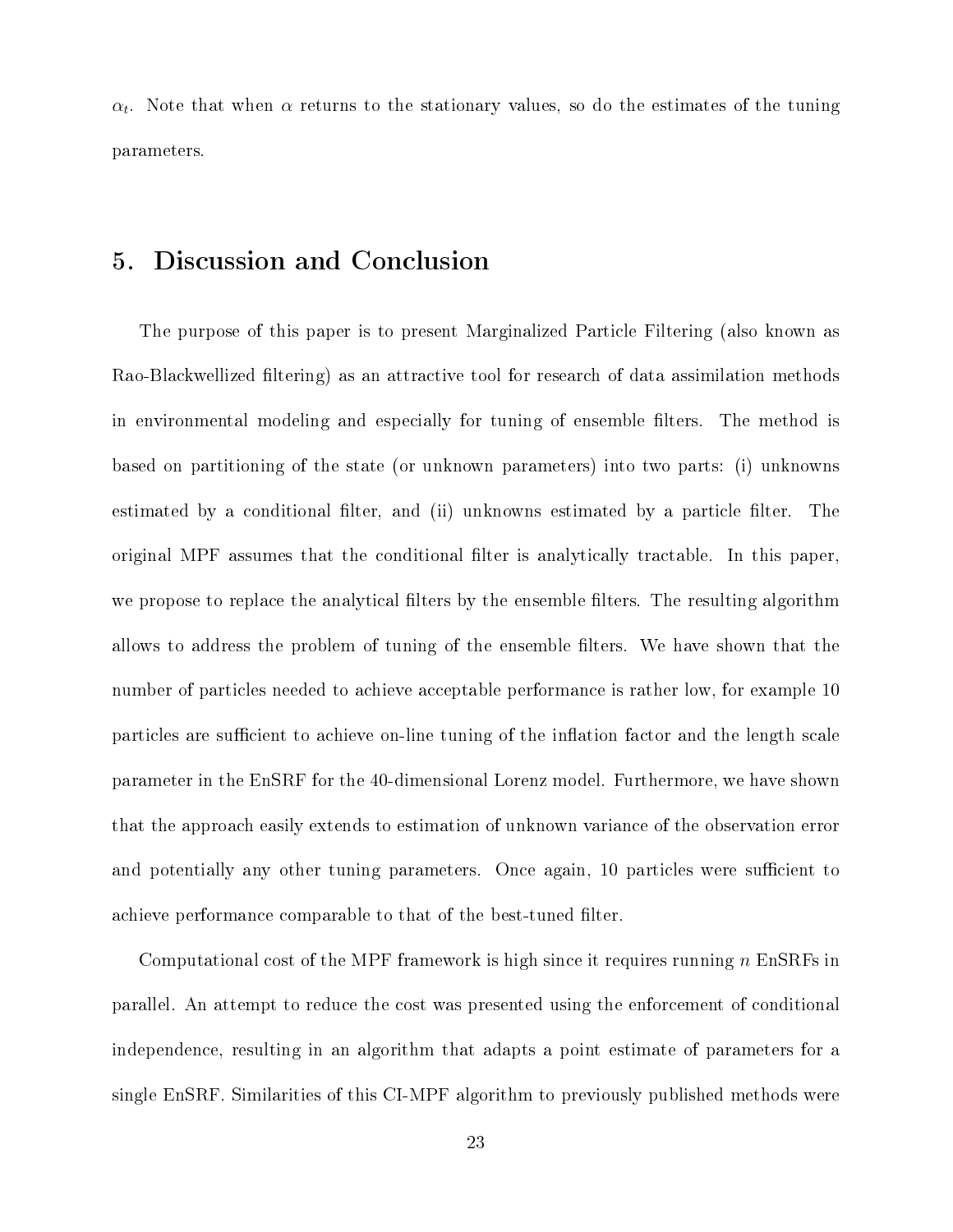$\alpha_t$. Note that when $\alpha$ returns to the stationary values, so do the estimates of the tuning parameters.

## 5. Discussion and Conclusion

The purpose of this paper is to present Marginalized Particle Filtering (also known as Rao-Blackwellized filtering) as an attractive tool for research of data assimilation methods in environmental modeling and especially for tuning of ensemble filters. The method is based on partitioning of the state (or unknown parameters) into two parts: (i) unknowns estimated by a conditional filter, and (ii) unknowns estimated by a particle filter. The original MPF assumes that the conditional filter is analytically tractable. In this paper, we propose to replace the analytical filters by the ensemble filters. The resulting algorithm allows to address the problem of tuning of the ensemble filters. We have shown that the number of particles needed to achieve acceptable performance is rather low, for example 10 particles are sufficient to achieve on-line tuning of the inflation factor and the length scale parameter in the EnSRF for the 40-dimensional Lorenz model. Furthermore, we have shown that the approach easily extends to estimation of unknown variance of the observation error and potentially any other tuning parameters. Once again, 10 particles were sufficient to achieve performance comparable to that of the best-tuned filter.

Computational cost of the MPF framework is high since it requires running $n$ EnSRFs in parallel. An attempt to reduce the cost was presented using the enforcement of conditional independence, resulting in an algorithm that adapts a point estimate of parameters for a single EnSRF. Similarities of this CI-MPF algorithm to previously published methods were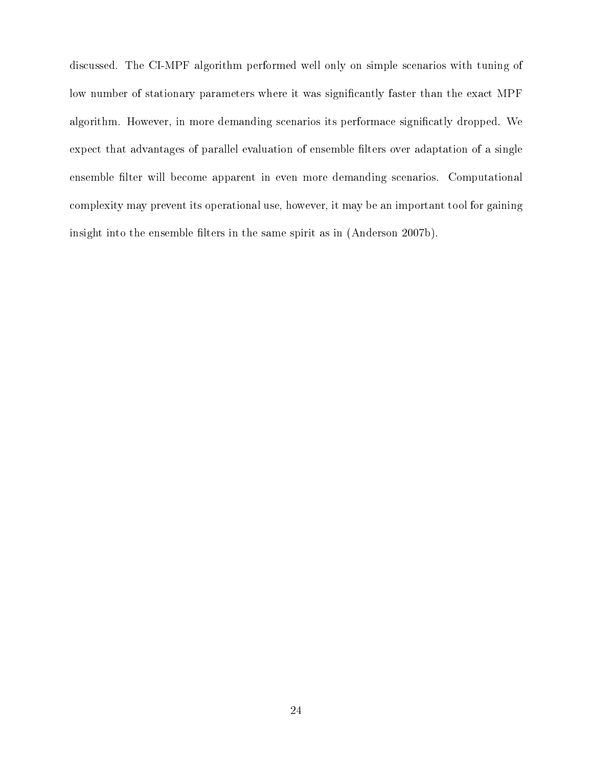discussed. The CI-MPF algorithm performed well only on simple scenarios with tuning of low number of stationary parameters where it was significantly faster than the exact MPF algorithm. However, in more demanding scenarios its performace significatly dropped. We expect that advantages of parallel evaluation of ensemble filters over adaptation of a single ensemble filter will become apparent in even more demanding scenarios. Computational complexity may prevent its operational use, however, it may be an important tool for gaining insight into the ensemble filters in the same spirit as in (Anderson 2007b).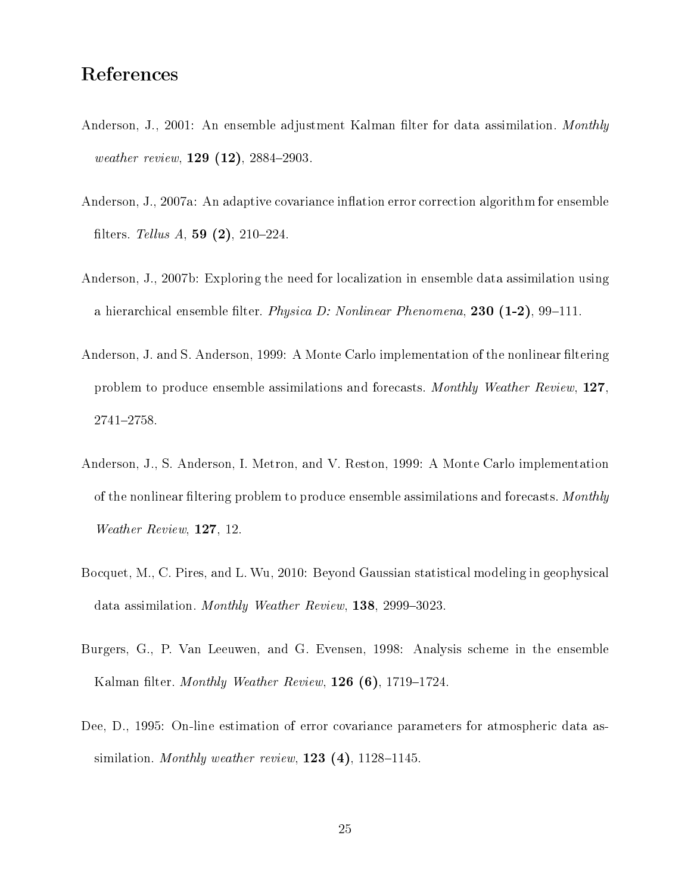## References

Anderson, J., 2001: An ensemble adjustment Kalman filter for data assimilation. *Monthly weather review*, **129 (12)**, 2884–2903.

Anderson, J., 2007a: An adaptive covariance inflation error correction algorithm for ensemble filters. *Tellus A*, **59 (2)**, 210–224.

Anderson, J., 2007b: Exploring the need for localization in ensemble data assimilation using a hierarchical ensemble filter. *Physica D: Nonlinear Phenomena*, **230 (1-2)**, 99–111.

Anderson, J. and S. Anderson, 1999: A Monte Carlo implementation of the nonlinear filtering problem to produce ensemble assimilations and forecasts. *Monthly Weather Review*, **127**, 2741–2758.

Anderson, J., S. Anderson, I. Metron, and V. Reston, 1999: A Monte Carlo implementation of the nonlinear filtering problem to produce ensemble assimilations and forecasts. *Monthly Weather Review*, **127**, 12.

Bocquet, M., C. Pires, and L. Wu, 2010: Beyond Gaussian statistical modeling in geophysical data assimilation. *Monthly Weather Review*, **138**, 2999–3023.

Burgers, G., P. Van Leeuwen, and G. Evensen, 1998: Analysis scheme in the ensemble Kalman filter. *Monthly Weather Review*, **126 (6)**, 1719–1724.

Dee, D., 1995: On-line estimation of error covariance parameters for atmospheric data assimilation. *Monthly weather review*, **123 (4)**, 1128–1145.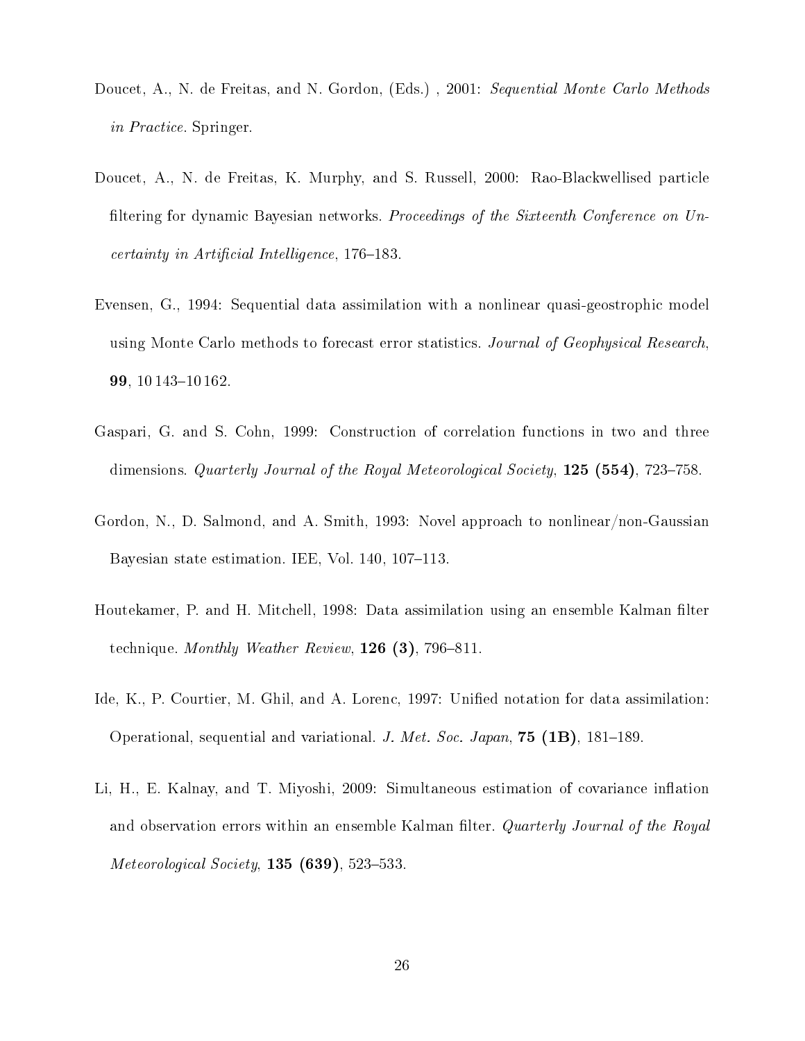Doucet, A., N. de Freitas, and N. Gordon, (Eds.) , 2001: *Sequential Monte Carlo Methods in Practice*. Springer.

Doucet, A., N. de Freitas, K. Murphy, and S. Russell, 2000: Rao-Blackwellised particle filtering for dynamic Bayesian networks. *Proceedings of the Sixteenth Conference on Uncertainty in Artificial Intelligence*, 176–183.

Evensen, G., 1994: Sequential data assimilation with a nonlinear quasi-geostrophic model using Monte Carlo methods to forecast error statistics. *Journal of Geophysical Research*, **99**, 10 143–10 162.

Gaspari, G. and S. Cohn, 1999: Construction of correlation functions in two and three dimensions. *Quarterly Journal of the Royal Meteorological Society*, **125 (554)**, 723–758.

Gordon, N., D. Salmond, and A. Smith, 1993: Novel approach to nonlinear/non-Gaussian Bayesian state estimation. IEE, Vol. 140, 107–113.

Houtekamer, P. and H. Mitchell, 1998: Data assimilation using an ensemble Kalman filter technique. *Monthly Weather Review*, **126 (3)**, 796–811.

Ide, K., P. Courtier, M. Ghil, and A. Lorenc, 1997: Unified notation for data assimilation: Operational, sequential and variational. *J. Met. Soc. Japan*, **75 (1B)**, 181–189.

Li, H., E. Kalnay, and T. Miyoshi, 2009: Simultaneous estimation of covariance inflation and observation errors within an ensemble Kalman filter. *Quarterly Journal of the Royal Meteorological Society*, **135 (639)**, 523–533.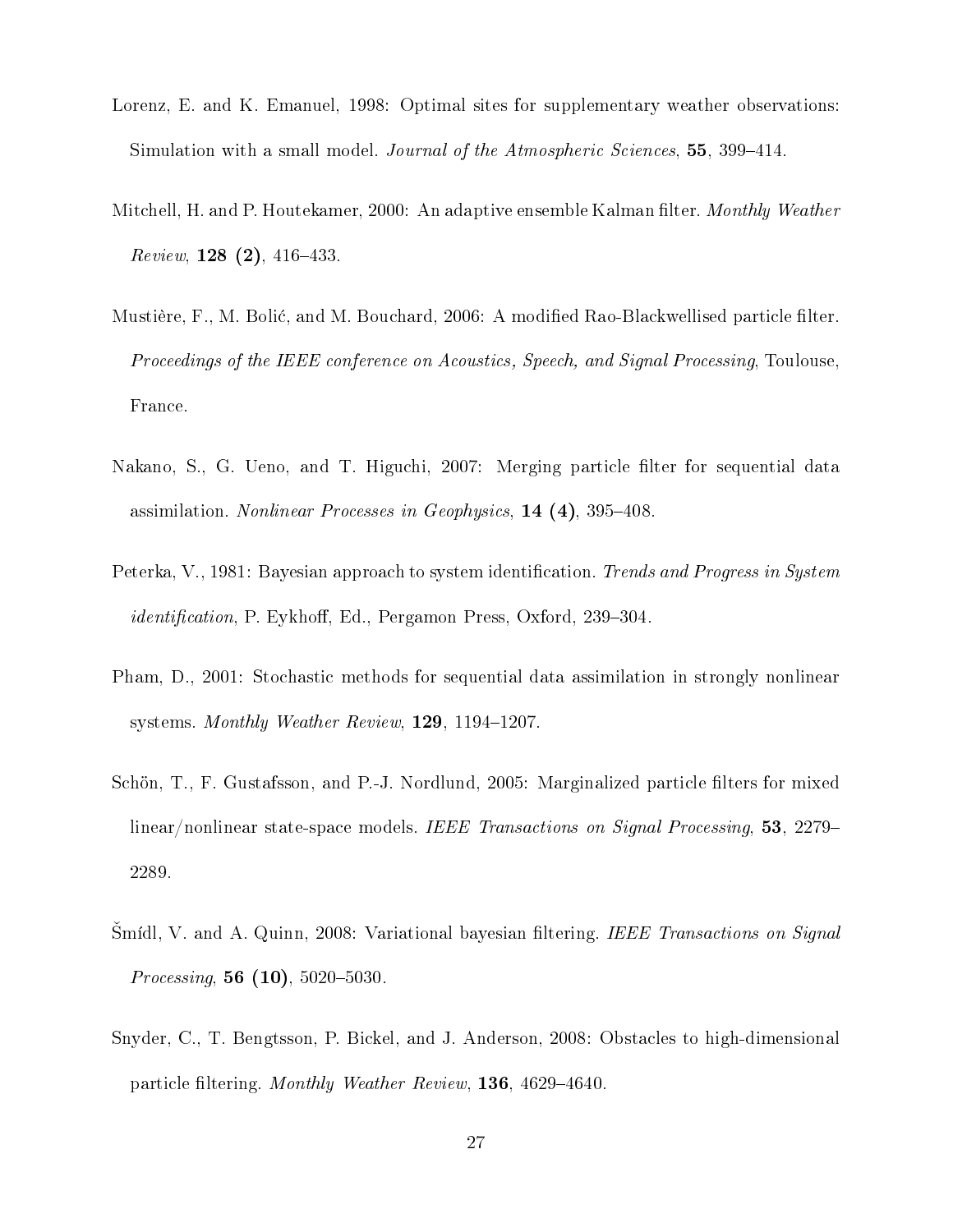Lorenz, E. and K. Emanuel, 1998: Optimal sites for supplementary weather observations: Simulation with a small model. *Journal of the Atmospheric Sciences*, **55**, 399–414.

Mitchell, H. and P. Houtekamer, 2000: An adaptive ensemble Kalman filter. *Monthly Weather Review*, **128 (2)**, 416–433.

Mustière, F., M. Bolić, and M. Bouchard, 2006: A modified Rao-Blackwellised particle filter. *Proceedings of the IEEE conference on Acoustics, Speech, and Signal Processing*, Toulouse, France.

Nakano, S., G. Ueno, and T. Higuchi, 2007: Merging particle filter for sequential data assimilation. *Nonlinear Processes in Geophysics*, **14 (4)**, 395–408.

Peterka, V., 1981: Bayesian approach to system identification. *Trends and Progress in System identification*, P. Eykhoff, Ed., Pergamon Press, Oxford, 239–304.

Pham, D., 2001: Stochastic methods for sequential data assimilation in strongly nonlinear systems. *Monthly Weather Review*, **129**, 1194–1207.

Schön, T., F. Gustafsson, and P.-J. Nordlund, 2005: Marginalized particle filters for mixed linear/nonlinear state-space models. *IEEE Transactions on Signal Processing*, **53**, 2279–2289.

Šmídl, V. and A. Quinn, 2008: Variational bayesian filtering. *IEEE Transactions on Signal Processing*, **56 (10)**, 5020–5030.

Snyder, C., T. Bengtsson, P. Bickel, and J. Anderson, 2008: Obstacles to high-dimensional particle filtering. *Monthly Weather Review*, **136**, 4629–4640.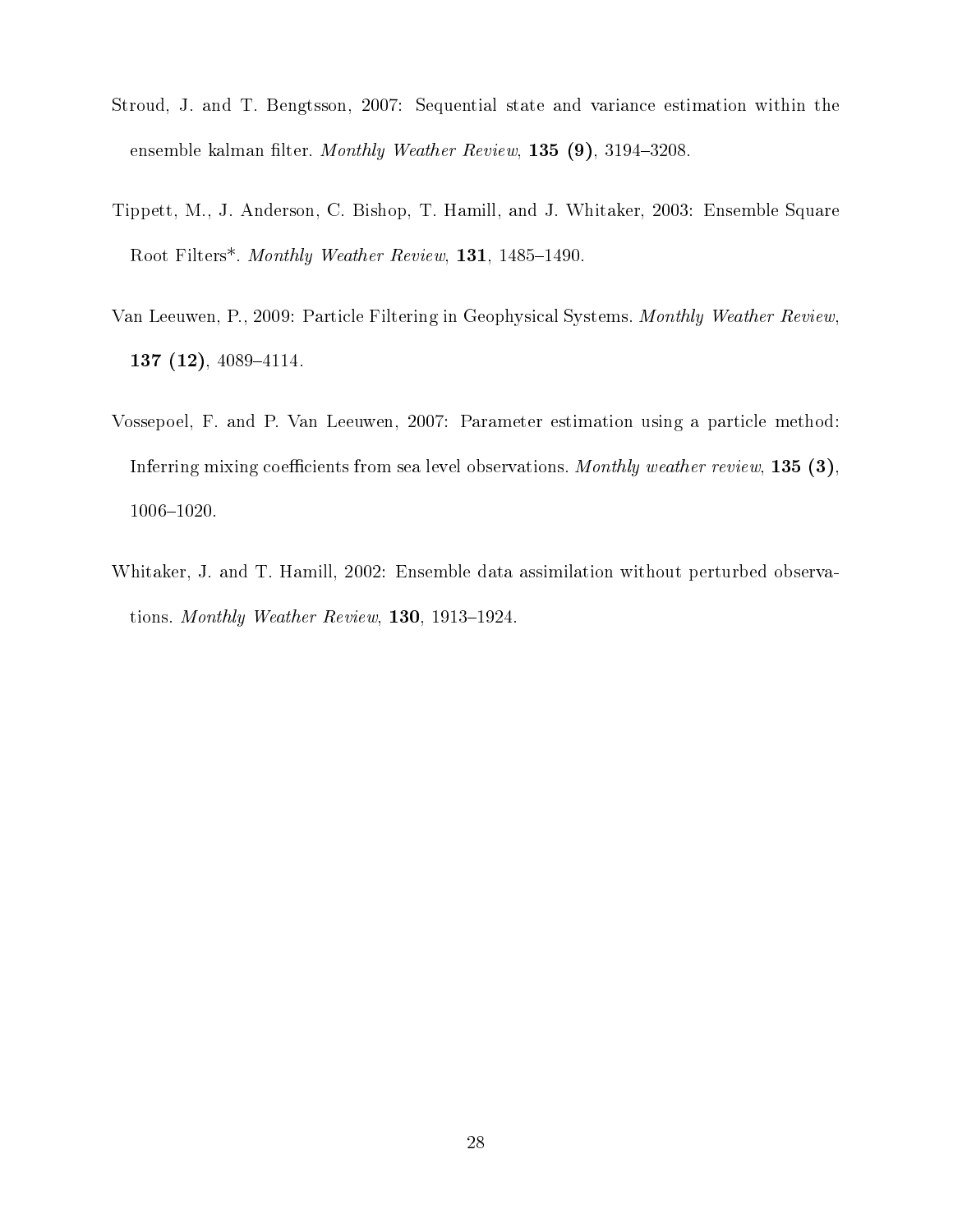Stroud, J. and T. Bengtsson, 2007: Sequential state and variance estimation within the ensemble kalman filter. *Monthly Weather Review*, **135 (9)**, 3194–3208.

Tippett, M., J. Anderson, C. Bishop, T. Hamill, and J. Whitaker, 2003: Ensemble Square Root Filters*. *Monthly Weather Review*, **131**, 1485–1490.

Van Leeuwen, P., 2009: Particle Filtering in Geophysical Systems. *Monthly Weather Review*, **137 (12)**, 4089–4114.

Vossepoel, F. and P. Van Leeuwen, 2007: Parameter estimation using a particle method: Inferring mixing coefficients from sea level observations. *Monthly weather review*, **135 (3)**, 1006–1020.

Whitaker, J. and T. Hamill, 2002: Ensemble data assimilation without perturbed observations. *Monthly Weather Review*, **130**, 1913–1924.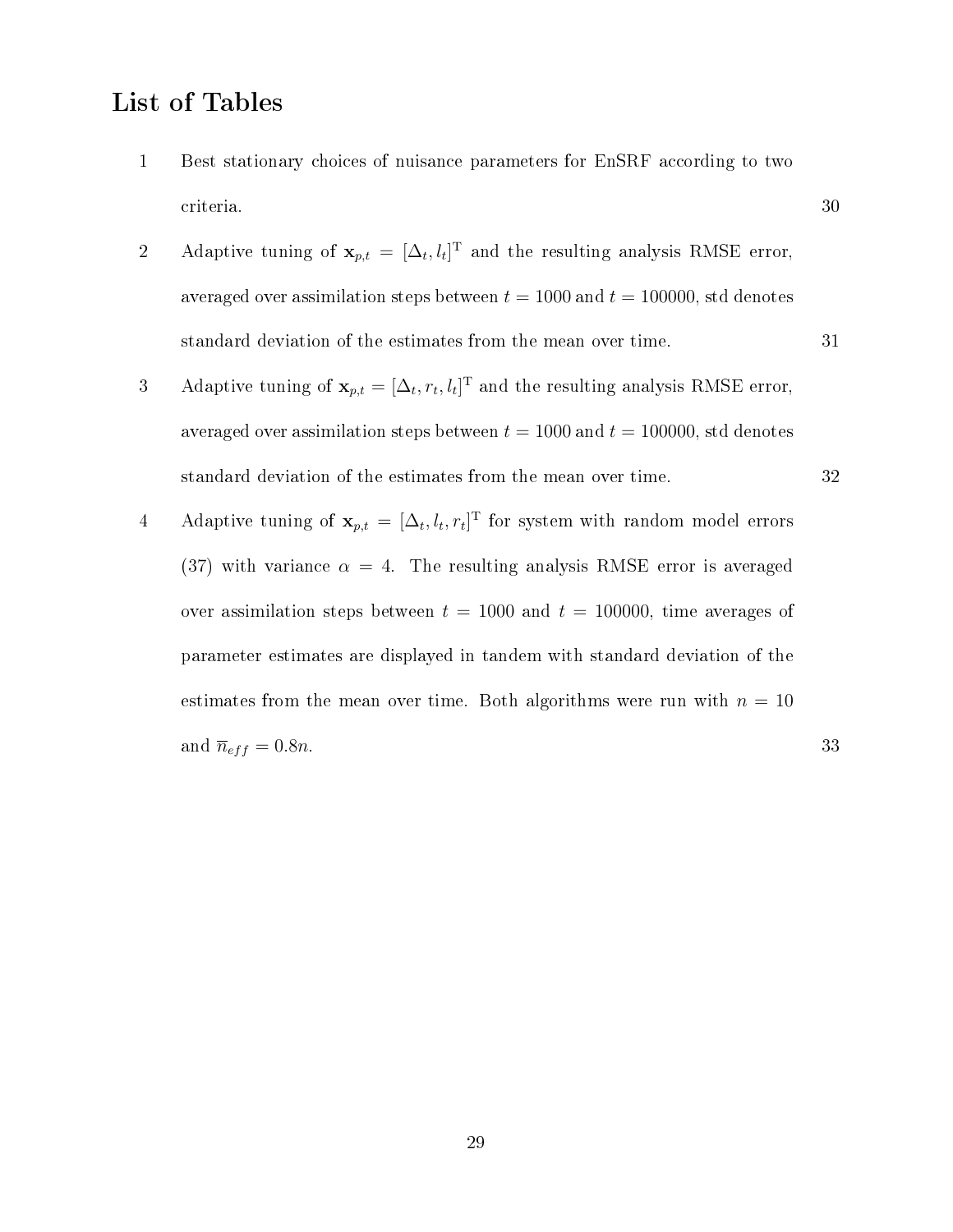# List of Tables

1. Best stationary choices of nuisance parameters for EnSRF according to two criteria. 30

2. Adaptive tuning of $\mathbf{x}_{p,t} = [\Delta_t, l_t]^{\mathrm{T}}$ and the resulting analysis RMSE error, averaged over assimilation steps between $t = 1000$ and $t = 100000$, std denotes standard deviation of the estimates from the mean over time. 31

3. Adaptive tuning of $\mathbf{x}_{p,t} = [\Delta_t, r_t, l_t]^{\mathrm{T}}$ and the resulting analysis RMSE error, averaged over assimilation steps between $t = 1000$ and $t = 100000$, std denotes standard deviation of the estimates from the mean over time. 32

4. Adaptive tuning of $\mathbf{x}_{p,t} = [\Delta_t, l_t, r_t]^{\mathrm{T}}$ for system with random model errors (37) with variance $\alpha = 4$. The resulting analysis RMSE error is averaged over assimilation steps between $t = 1000$ and $t = 100000$, time averages of parameter estimates are displayed in tandem with standard deviation of the estimates from the mean over time. Both algorithms were run with $n = 10$ and $\overline{n}_{eff} = 0.8n$. 33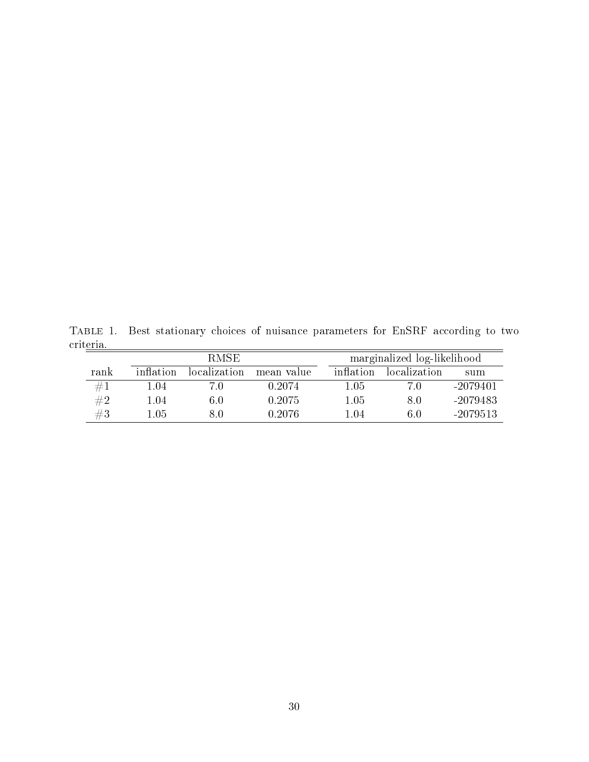Table 1. Best stationary choices of nuisance parameters for EnSRF according to two criteria.

| | RMSE | | | marginalized log-likelihood | | |
|---|---|---|---|---|---|---|
| rank | inflation | localization | mean value | inflation | localization | sum |
| #1 | 1.04 | 7.0 | 0.2074 | 1.05 | 7.0 | -2079401 |
| #2 | 1.04 | 6.0 | 0.2075 | 1.05 | 8.0 | -2079483 |
| #3 | 1.05 | 8.0 | 0.2076 | 1.04 | 6.0 | -2079513 |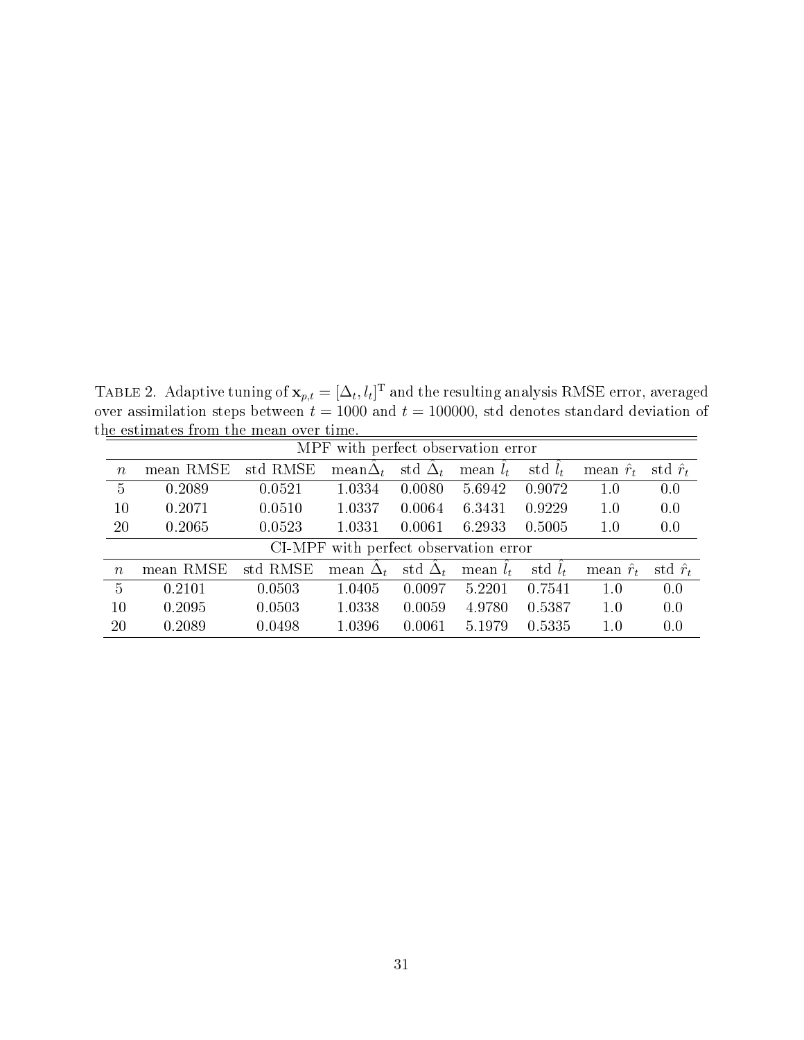TABLE 2. Adaptive tuning of $\mathbf{x}_{p,t} = [\Delta_t, l_t]^{\mathrm{T}}$ and the resulting analysis RMSE error, averaged over assimilation steps between $t = 1000$ and $t = 100000$, std denotes standard deviation of the estimates from the mean over time.

| MPF with perfect observation error | | | | | | | | |
|---|---|---|---|---|---|---|---|---|
| $n$ | mean RMSE | std RMSE | mean$\hat{\Delta}_t$ | std $\hat{\Delta}_t$ | mean $\hat{l}_t$ | std $\hat{l}_t$ | mean $\hat{r}_t$ | std $\hat{r}_t$ |
| 5 | 0.2089 | 0.0521 | 1.0334 | 0.0080 | 5.6942 | 0.9072 | 1.0 | 0.0 |
| 10 | 0.2071 | 0.0510 | 1.0337 | 0.0064 | 6.3431 | 0.9229 | 1.0 | 0.0 |
| 20 | 0.2065 | 0.0523 | 1.0331 | 0.0061 | 6.2933 | 0.5005 | 1.0 | 0.0 |
| **CI-MPF with perfect observation error** | | | | | | | | |
| $n$ | mean RMSE | std RMSE | mean $\hat{\Delta}_t$ | std $\hat{\Delta}_t$ | mean $\hat{l}_t$ | std $\hat{l}_t$ | mean $\hat{r}_t$ | std $\hat{r}_t$ |
| 5 | 0.2101 | 0.0503 | 1.0405 | 0.0097 | 5.2201 | 0.7541 | 1.0 | 0.0 |
| 10 | 0.2095 | 0.0503 | 1.0338 | 0.0059 | 4.9780 | 0.5387 | 1.0 | 0.0 |
| 20 | 0.2089 | 0.0498 | 1.0396 | 0.0061 | 5.1979 | 0.5335 | 1.0 | 0.0 |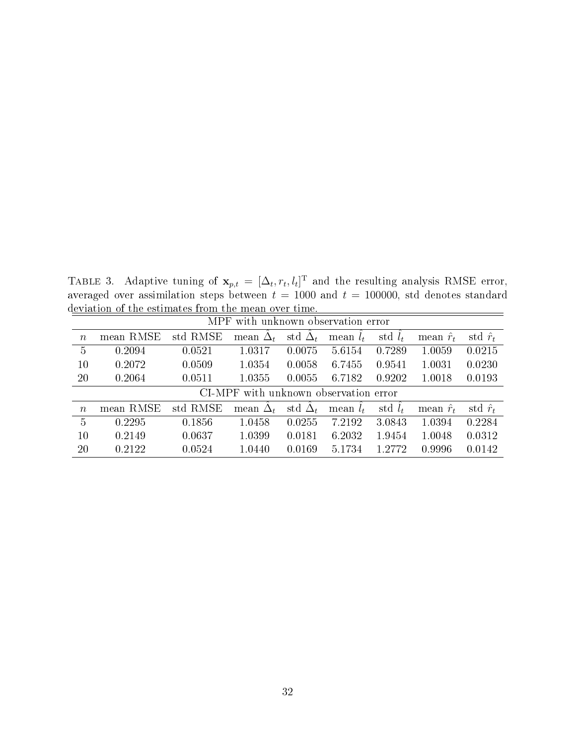TABLE 3. Adaptive tuning of $\mathbf{x}_{p,t} = [\Delta_t, r_t, l_t]^{\mathrm{T}}$ and the resulting analysis RMSE error, averaged over assimilation steps between $t = 1000$ and $t = 100000$, std denotes standard deviation of the estimates from the mean over time.

| MPF with unknown observation error | | | | | | | | |
|---|---|---|---|---|---|---|---|---|
| $n$ | mean RMSE | std RMSE | mean $\hat{\Delta}_t$ | std $\hat{\Delta}_t$ | mean $\hat{l}_t$ | std $\hat{l}_t$ | mean $\hat{r}_t$ | std $\hat{r}_t$ |
| 5 | 0.2094 | 0.0521 | 1.0317 | 0.0075 | 5.6154 | 0.7289 | 1.0059 | 0.0215 |
| 10 | 0.2072 | 0.0509 | 1.0354 | 0.0058 | 6.7455 | 0.9541 | 1.0031 | 0.0230 |
| 20 | 0.2064 | 0.0511 | 1.0355 | 0.0055 | 6.7182 | 0.9202 | 1.0018 | 0.0193 |
| **CI-MPF with unknown observation error** | | | | | | | | |
| $n$ | mean RMSE | std RMSE | mean $\hat{\Delta}_t$ | std $\hat{\Delta}_t$ | mean $\hat{l}_t$ | std $\hat{l}_t$ | mean $\hat{r}_t$ | std $\hat{r}_t$ |
| 5 | 0.2295 | 0.1856 | 1.0458 | 0.0255 | 7.2192 | 3.0843 | 1.0394 | 0.2284 |
| 10 | 0.2149 | 0.0637 | 1.0399 | 0.0181 | 6.2032 | 1.9454 | 1.0048 | 0.0312 |
| 20 | 0.2122 | 0.0524 | 1.0440 | 0.0169 | 5.1734 | 1.2772 | 0.9996 | 0.0142 |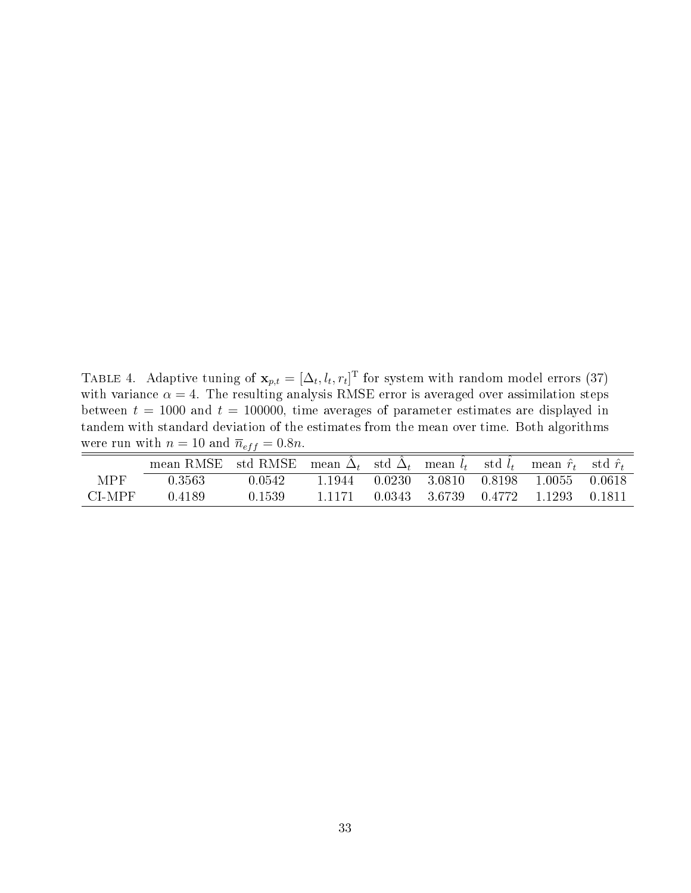TABLE 4. Adaptive tuning of $\mathbf{x}_{p,t} = [\Delta_t, l_t, r_t]^{\mathrm{T}}$ for system with random model errors (37) with variance $\alpha = 4$. The resulting analysis RMSE error is averaged over assimilation steps between $t = 1000$ and $t = 100000$, time averages of parameter estimates are displayed in tandem with standard deviation of the estimates from the mean over time. Both algorithms were run with $n = 10$ and $\overline{n}_{eff} = 0.8n$.

| | mean RMSE | std RMSE | mean $\hat{\Delta}_t$ | std $\hat{\Delta}_t$ | mean $\hat{l}_t$ | std $\hat{l}_t$ | mean $\hat{r}_t$ | std $\hat{r}_t$ |
|---|---|---|---|---|---|---|---|---|
| MPF | 0.3563 | 0.0542 | 1.1944 | 0.0230 | 3.0810 | 0.8198 | 1.0055 | 0.0618 |
| CI-MPF | 0.4189 | 0.1539 | 1.1171 | 0.0343 | 3.6739 | 0.4772 | 1.1293 | 0.1811 |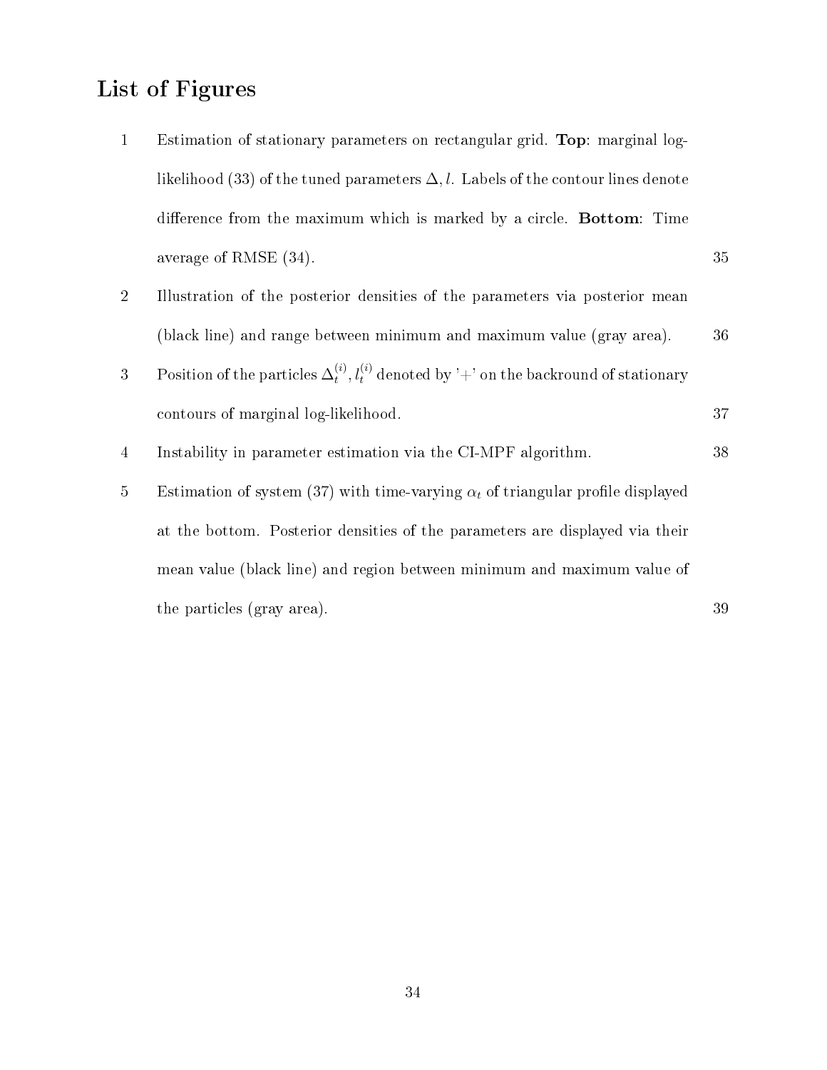# List of Figures

1. Estimation of stationary parameters on rectangular grid. **Top**: marginal log-likelihood (33) of the tuned parameters $\Delta, l$. Labels of the contour lines denote difference from the maximum which is marked by a circle. **Bottom**: Time average of RMSE (34). 35
2. Illustration of the posterior densities of the parameters via posterior mean (black line) and range between minimum and maximum value (gray area). 36
3. Position of the particles $\Delta_t^{(i)}, l_t^{(i)}$ denoted by '+' on the backround of stationary contours of marginal log-likelihood. 37
4. Instability in parameter estimation via the CI-MPF algorithm. 38
5. Estimation of system (37) with time-varying $\alpha_t$ of triangular profile displayed at the bottom. Posterior densities of the parameters are displayed via their mean value (black line) and region between minimum and maximum value of the particles (gray area). 39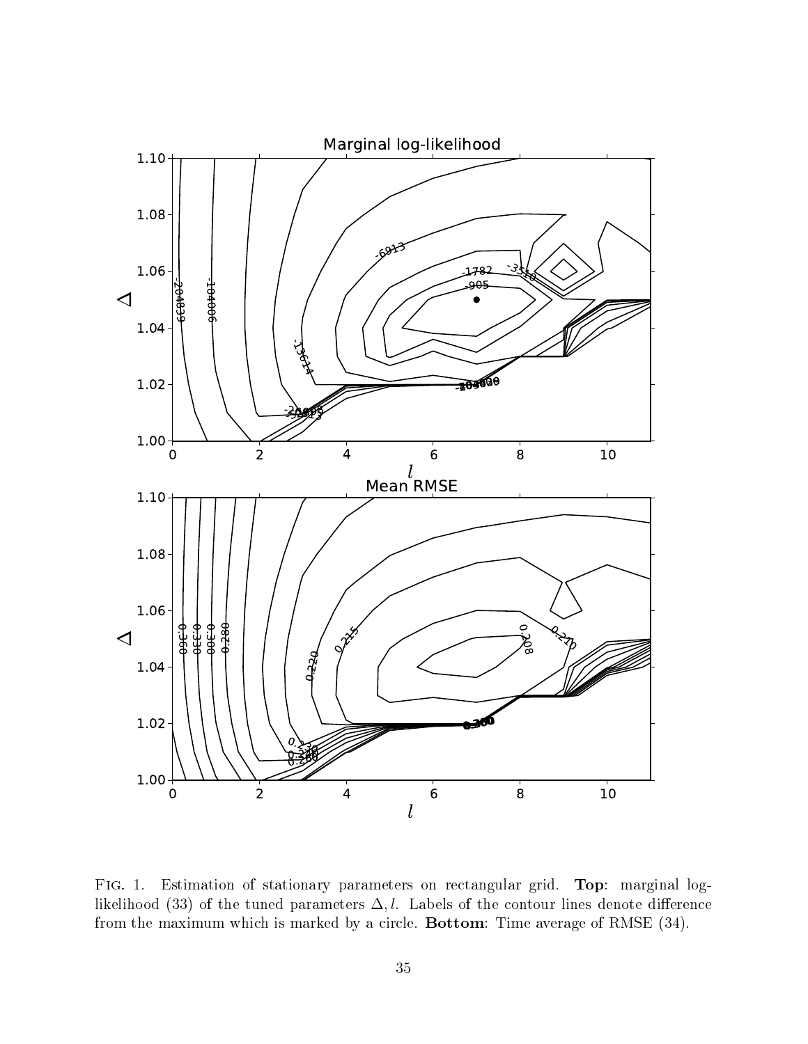Fig. 1. Estimation of stationary parameters on rectangular grid. **Top**: marginal log-likelihood (33) of the tuned parameters $\Delta, l$. Labels of the contour lines denote difference from the maximum which is marked by a circle. **Bottom**: Time average of RMSE (34).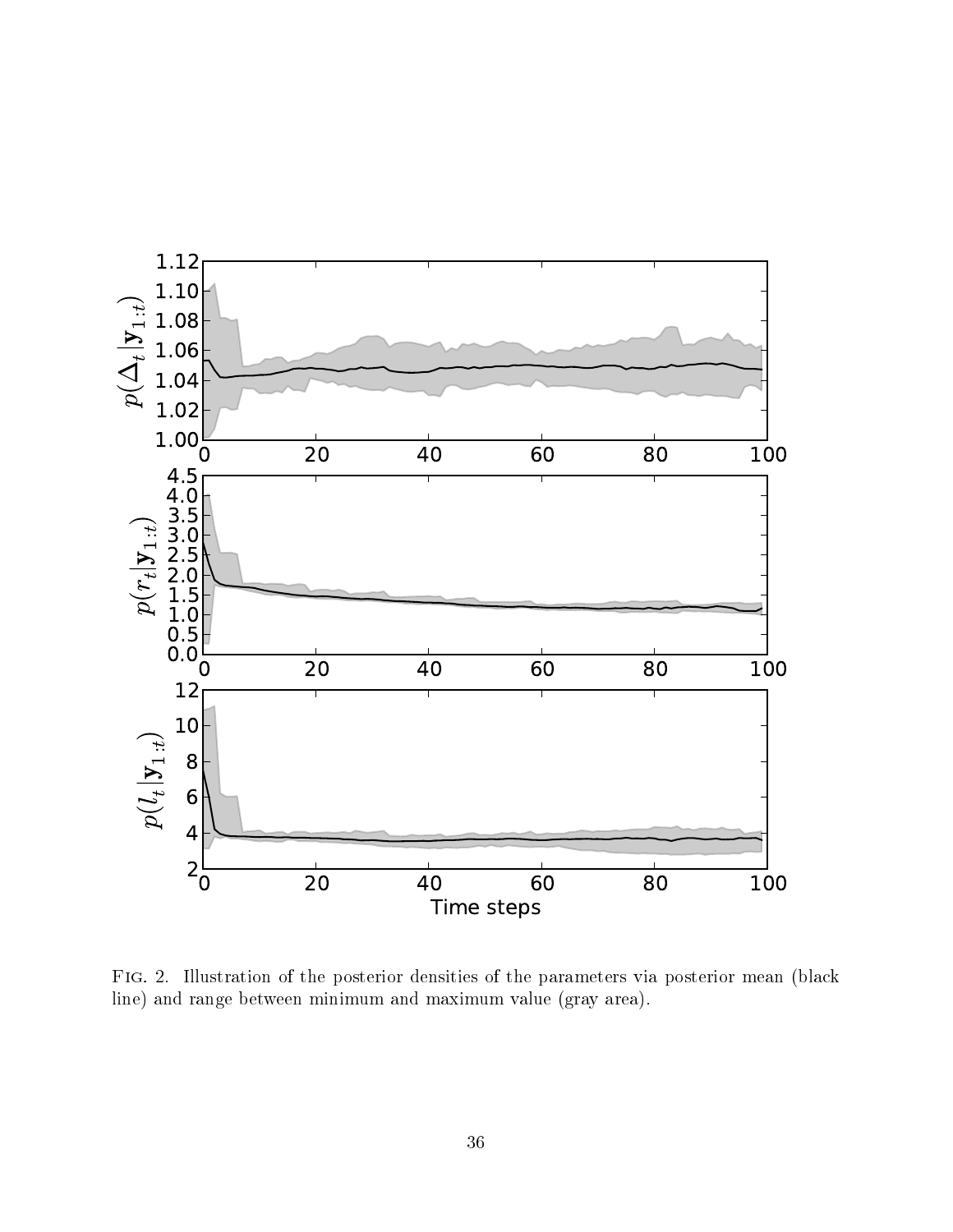Fig. 2. Illustration of the posterior densities of the parameters via posterior mean (black line) and range between minimum and maximum value (gray area).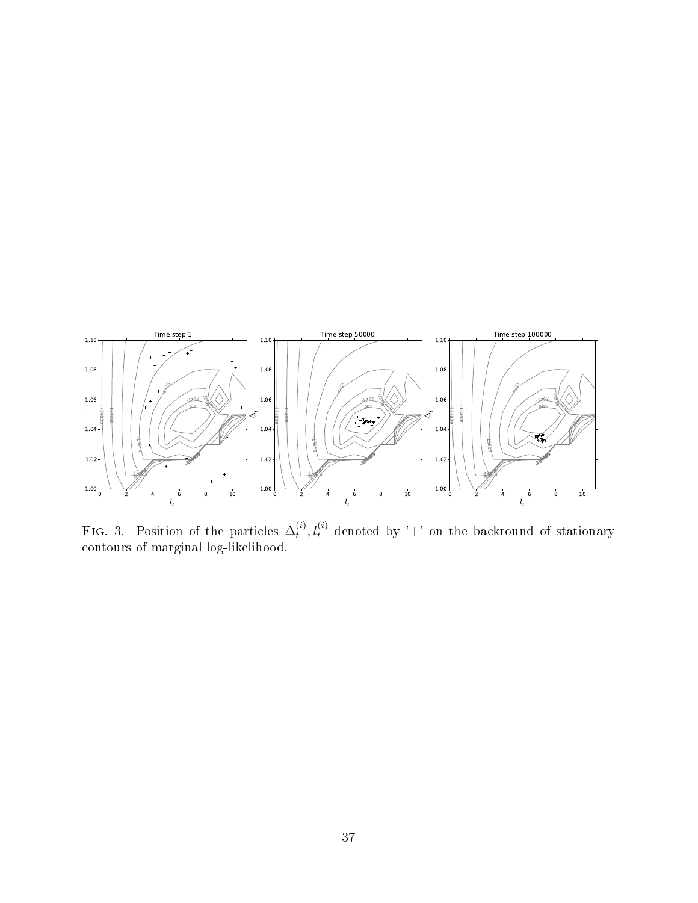FIG. 3. Position of the particles $\Delta_t^{(i)}, l_t^{(i)}$ denoted by '+' on the backround of stationary contours of marginal log-likelihood.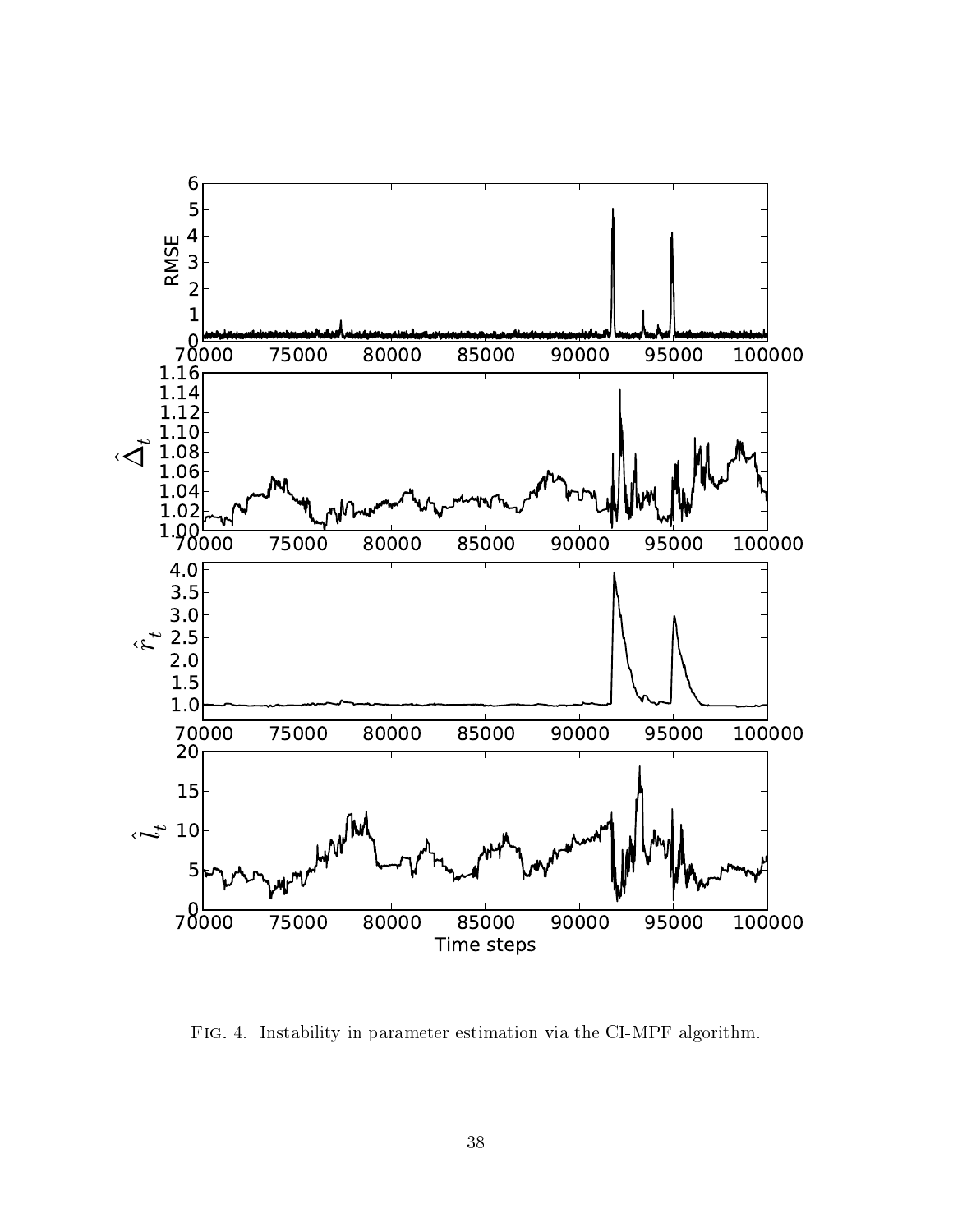Fig. 4. Instability in parameter estimation via the CI-MPF algorithm.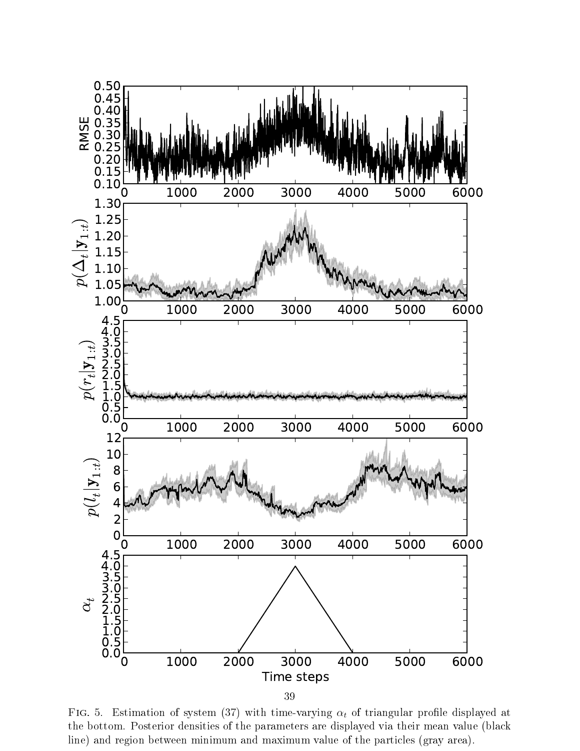RMSE

0.50
0.45
0.40
0.35
0.30
0.25
0.20
0.15
0.10

0 1000 2000 3000 4000 5000 6000

$p(\Delta_t|\mathbf{y}_{1:t})$

1.30
1.25
1.20
1.15
1.10
1.05
1.00

0 1000 2000 3000 4000 5000 6000

$p(r_t|\mathbf{y}_{1:t})$

4.5
4.0
3.5
3.0
2.5
2.0
1.5
1.0
0.5
0.0

0 1000 2000 3000 4000 5000 6000

$p(l_t|\mathbf{y}_{1:t})$

12
10
8
6
4
2
0

0 1000 2000 3000 4000 5000 6000

$\alpha_t$

4.5
4.0
3.5
3.0
2.5
2.0
1.5
1.0
0.5
0.0

0 1000 2000 3000 4000 5000 6000

Time steps

Fig. 5. Estimation of system (37) with time-varying $\alpha_t$ of triangular profile displayed at the bottom. Posterior densities of the parameters are displayed via their mean value (black line) and region between minimum and maximum value of the particles (gray area).